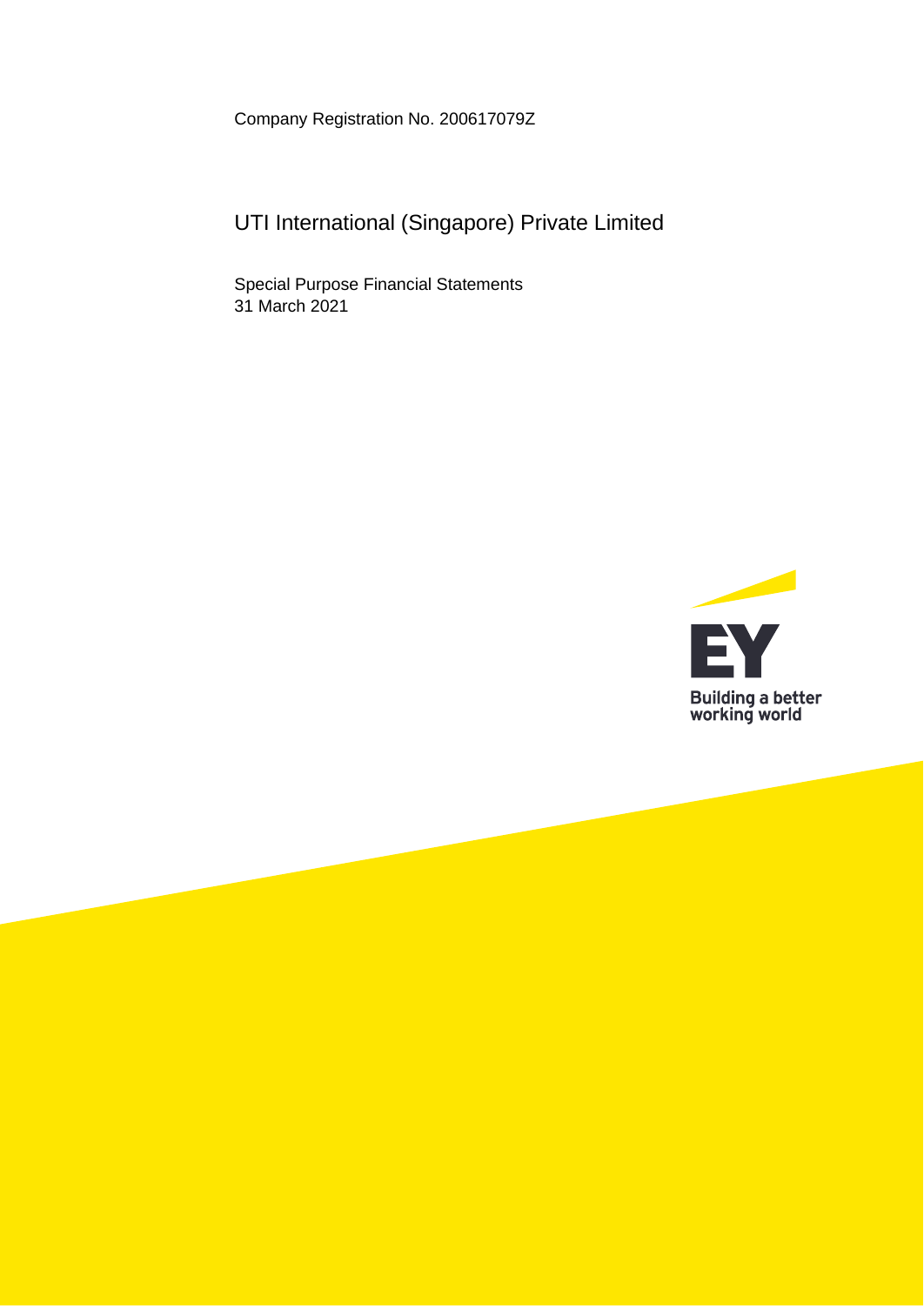Company Registration No. 200617079Z

# UTI International (Singapore) Private Limited

Special Purpose Financial Statements
31 March 2021

Building a better working world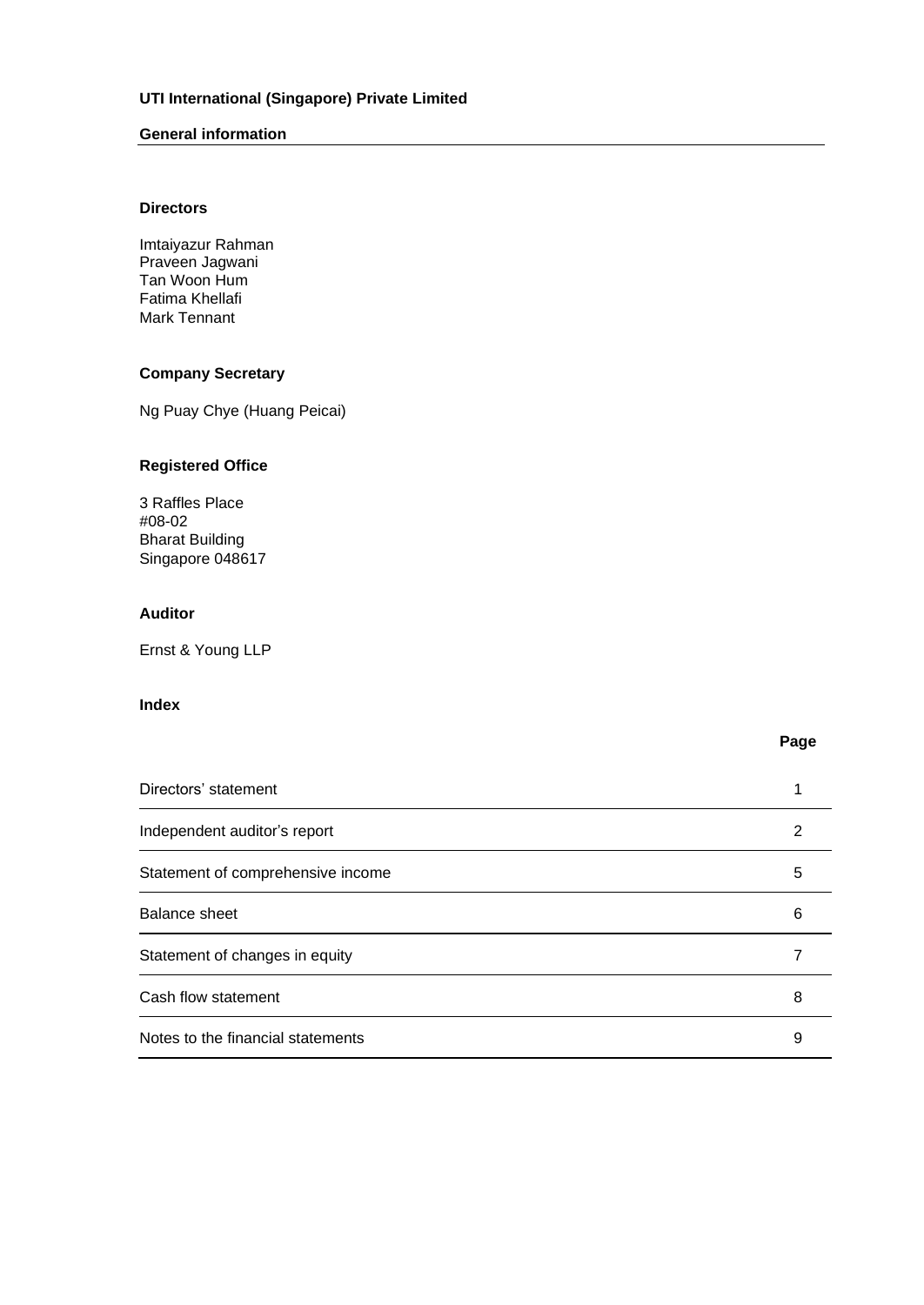**UTI International (Singapore) Private Limited**

**General information**

**Directors**

Imtaiyazur Rahman
Praveen Jagwani
Tan Woon Hum
Fatima Khellafi
Mark Tennant

**Company Secretary**

Ng Puay Chye (Huang Peicai)

**Registered Office**

3 Raffles Place
#08-02
Bharat Building
Singapore 048617

**Auditor**

Ernst & Young LLP

**Index**

| | Page |
|---|---|
| Directors' statement | 1 |
| Independent auditor's report | 2 |
| Statement of comprehensive income | 5 |
| Balance sheet | 6 |
| Statement of changes in equity | 7 |
| Cash flow statement | 8 |
| Notes to the financial statements | 9 |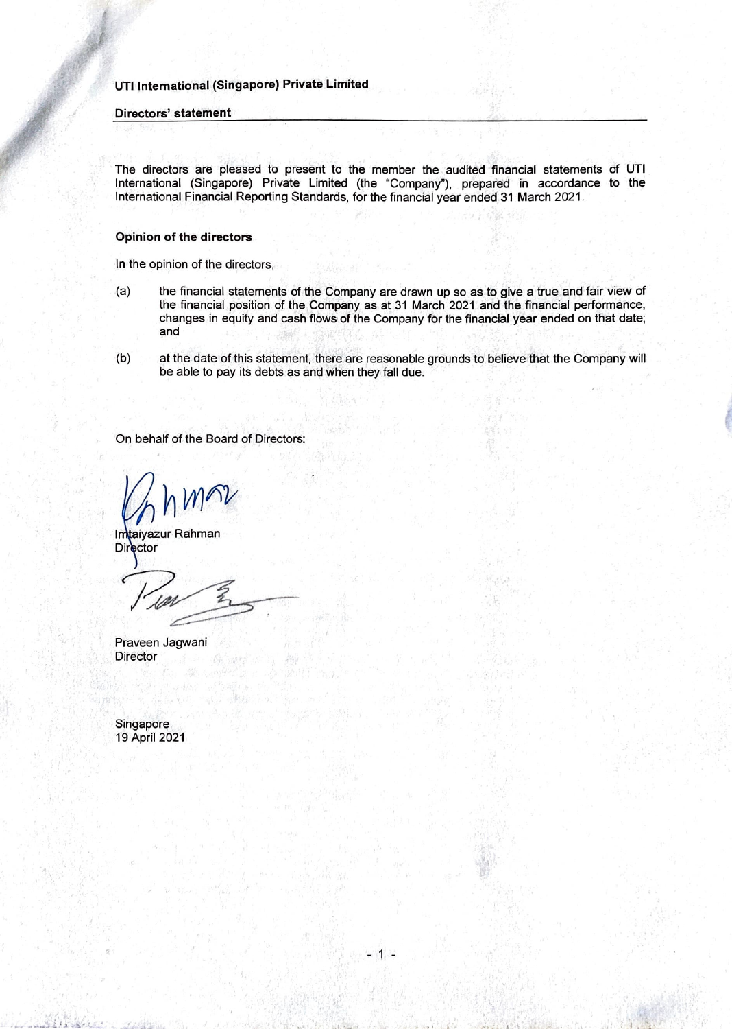UTI International (Singapore) Private Limited

## Directors' statement

The directors are pleased to present to the member the audited financial statements of UTI International (Singapore) Private Limited (the "Company"), prepared in accordance to the International Financial Reporting Standards, for the financial year ended 31 March 2021.

### Opinion of the directors

In the opinion of the directors,

(a) the financial statements of the Company are drawn up so as to give a true and fair view of the financial position of the Company as at 31 March 2021 and the financial performance, changes in equity and cash flows of the Company for the financial year ended on that date; and

(b) at the date of this statement, there are reasonable grounds to believe that the Company will be able to pay its debts as and when they fall due.

On behalf of the Board of Directors:

Imtaiyazur Rahman  
Director

Praveen Jagwani  
Director

Singapore  
19 April 2021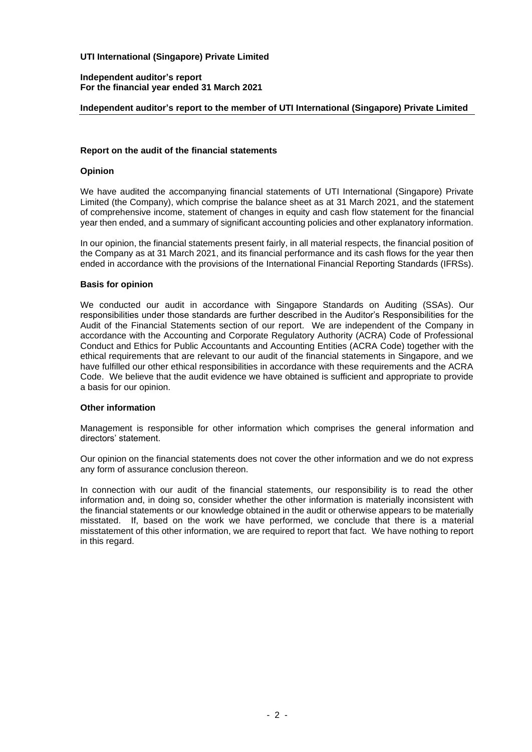**UTI International (Singapore) Private Limited**

**Independent auditor's report**
**For the financial year ended 31 March 2021**

**Independent auditor's report to the member of UTI International (Singapore) Private Limited**

## Report on the audit of the financial statements

### Opinion

We have audited the accompanying financial statements of UTI International (Singapore) Private Limited (the Company), which comprise the balance sheet as at 31 March 2021, and the statement of comprehensive income, statement of changes in equity and cash flow statement for the financial year then ended, and a summary of significant accounting policies and other explanatory information.

In our opinion, the financial statements present fairly, in all material respects, the financial position of the Company as at 31 March 2021, and its financial performance and its cash flows for the year then ended in accordance with the provisions of the International Financial Reporting Standards (IFRSs).

### Basis for opinion

We conducted our audit in accordance with Singapore Standards on Auditing (SSAs). Our responsibilities under those standards are further described in the Auditor's Responsibilities for the Audit of the Financial Statements section of our report. We are independent of the Company in accordance with the Accounting and Corporate Regulatory Authority (ACRA) Code of Professional Conduct and Ethics for Public Accountants and Accounting Entities (ACRA Code) together with the ethical requirements that are relevant to our audit of the financial statements in Singapore, and we have fulfilled our other ethical responsibilities in accordance with these requirements and the ACRA Code. We believe that the audit evidence we have obtained is sufficient and appropriate to provide a basis for our opinion.

### Other information

Management is responsible for other information which comprises the general information and directors' statement.

Our opinion on the financial statements does not cover the other information and we do not express any form of assurance conclusion thereon.

In connection with our audit of the financial statements, our responsibility is to read the other information and, in doing so, consider whether the other information is materially inconsistent with the financial statements or our knowledge obtained in the audit or otherwise appears to be materially misstated. If, based on the work we have performed, we conclude that there is a material misstatement of this other information, we are required to report that fact. We have nothing to report in this regard.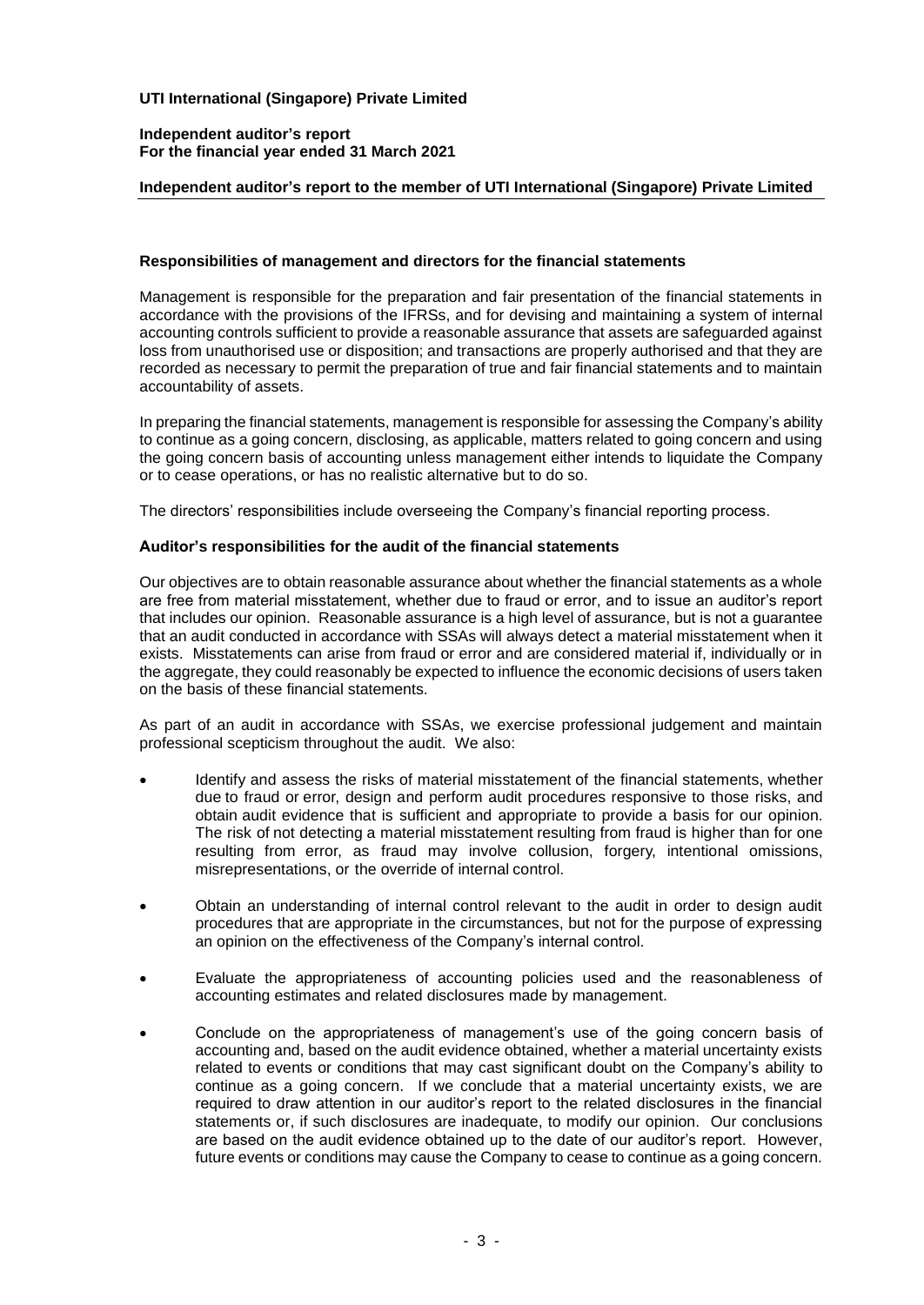## Responsibilities of management and directors for the financial statements

Management is responsible for the preparation and fair presentation of the financial statements in accordance with the provisions of the IFRSs, and for devising and maintaining a system of internal accounting controls sufficient to provide a reasonable assurance that assets are safeguarded against loss from unauthorised use or disposition; and transactions are properly authorised and that they are recorded as necessary to permit the preparation of true and fair financial statements and to maintain accountability of assets.

In preparing the financial statements, management is responsible for assessing the Company's ability to continue as a going concern, disclosing, as applicable, matters related to going concern and using the going concern basis of accounting unless management either intends to liquidate the Company or to cease operations, or has no realistic alternative but to do so.

The directors' responsibilities include overseeing the Company's financial reporting process.

## Auditor's responsibilities for the audit of the financial statements

Our objectives are to obtain reasonable assurance about whether the financial statements as a whole are free from material misstatement, whether due to fraud or error, and to issue an auditor's report that includes our opinion. Reasonable assurance is a high level of assurance, but is not a guarantee that an audit conducted in accordance with SSAs will always detect a material misstatement when it exists. Misstatements can arise from fraud or error and are considered material if, individually or in the aggregate, they could reasonably be expected to influence the economic decisions of users taken on the basis of these financial statements.

As part of an audit in accordance with SSAs, we exercise professional judgement and maintain professional scepticism throughout the audit. We also:

- Identify and assess the risks of material misstatement of the financial statements, whether due to fraud or error, design and perform audit procedures responsive to those risks, and obtain audit evidence that is sufficient and appropriate to provide a basis for our opinion. The risk of not detecting a material misstatement resulting from fraud is higher than for one resulting from error, as fraud may involve collusion, forgery, intentional omissions, misrepresentations, or the override of internal control.

- Obtain an understanding of internal control relevant to the audit in order to design audit procedures that are appropriate in the circumstances, but not for the purpose of expressing an opinion on the effectiveness of the Company's internal control.

- Evaluate the appropriateness of accounting policies used and the reasonableness of accounting estimates and related disclosures made by management.

- Conclude on the appropriateness of management's use of the going concern basis of accounting and, based on the audit evidence obtained, whether a material uncertainty exists related to events or conditions that may cast significant doubt on the Company's ability to continue as a going concern. If we conclude that a material uncertainty exists, we are required to draw attention in our auditor's report to the related disclosures in the financial statements or, if such disclosures are inadequate, to modify our opinion. Our conclusions are based on the audit evidence obtained up to the date of our auditor's report. However, future events or conditions may cause the Company to cease to continue as a going concern.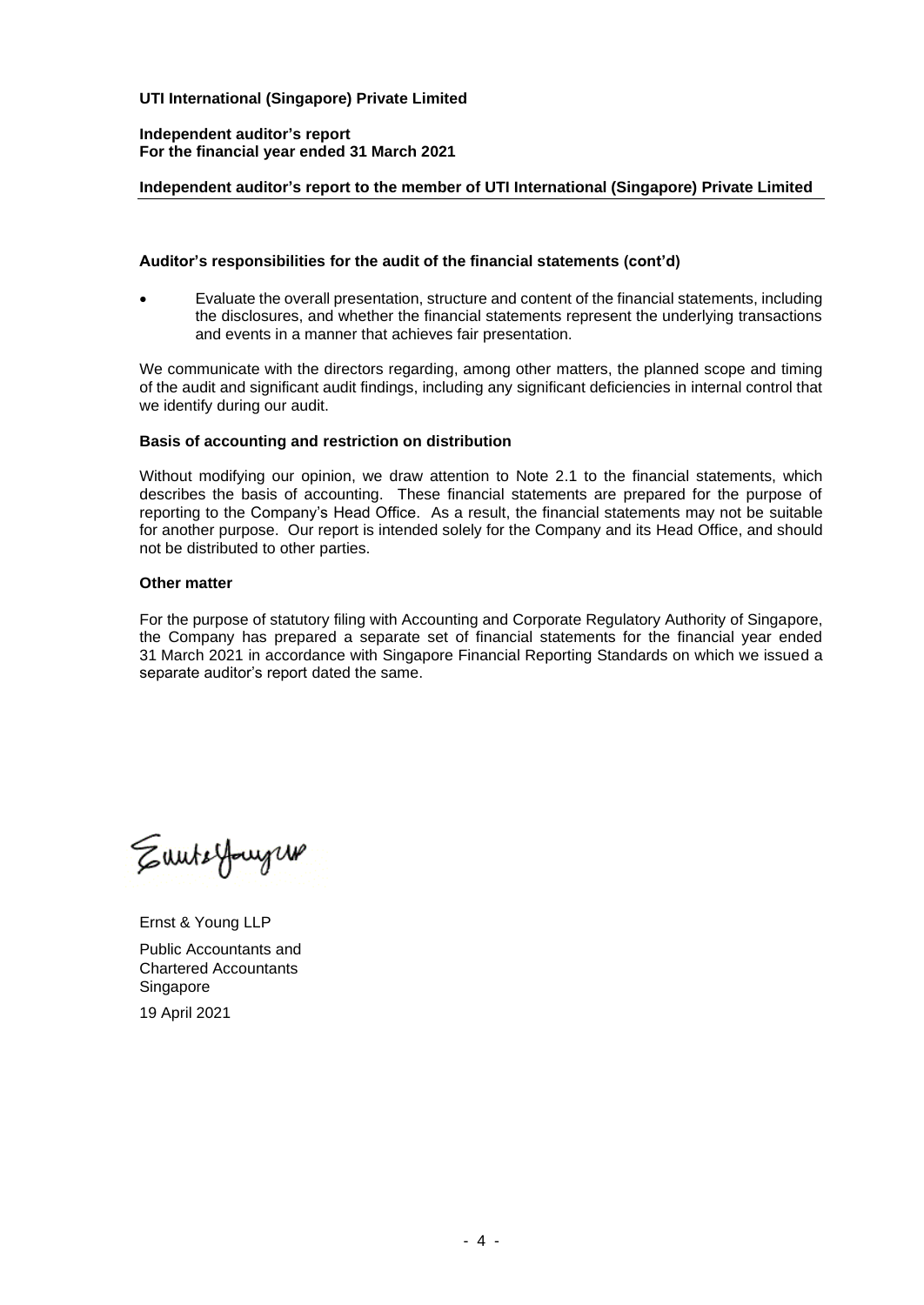**UTI International (Singapore) Private Limited**

**Independent auditor's report**
**For the financial year ended 31 March 2021**

**Independent auditor's report to the member of UTI International (Singapore) Private Limited**

**Auditor's responsibilities for the audit of the financial statements (cont'd)**

- Evaluate the overall presentation, structure and content of the financial statements, including the disclosures, and whether the financial statements represent the underlying transactions and events in a manner that achieves fair presentation.

We communicate with the directors regarding, among other matters, the planned scope and timing of the audit and significant audit findings, including any significant deficiencies in internal control that we identify during our audit.

**Basis of accounting and restriction on distribution**

Without modifying our opinion, we draw attention to Note 2.1 to the financial statements, which describes the basis of accounting. These financial statements are prepared for the purpose of reporting to the Company's Head Office. As a result, the financial statements may not be suitable for another purpose. Our report is intended solely for the Company and its Head Office, and should not be distributed to other parties.

**Other matter**

For the purpose of statutory filing with Accounting and Corporate Regulatory Authority of Singapore, the Company has prepared a separate set of financial statements for the financial year ended 31 March 2021 in accordance with Singapore Financial Reporting Standards on which we issued a separate auditor's report dated the same.

Ernst & Young LLP

Public Accountants and
Chartered Accountants
Singapore

19 April 2021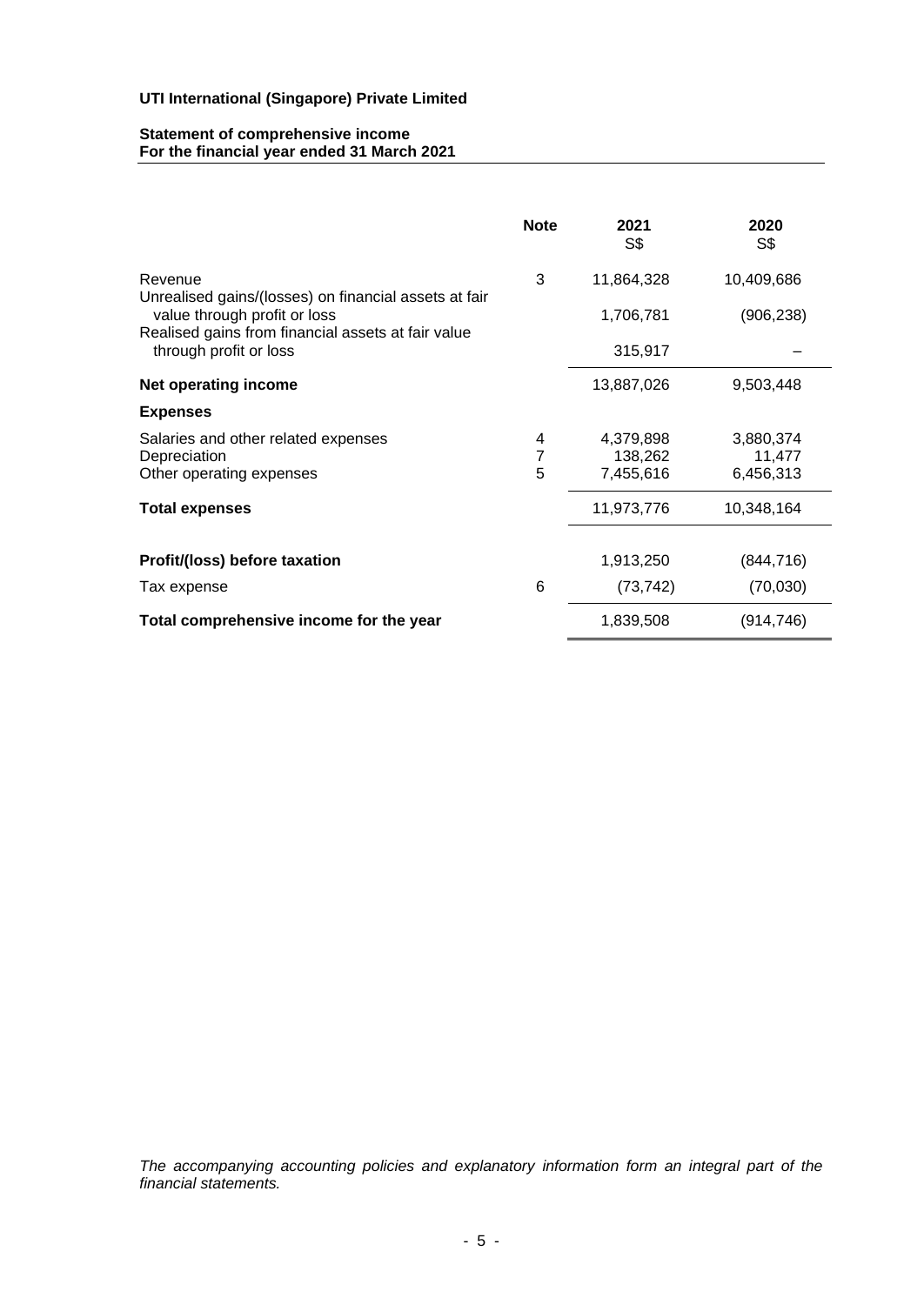**UTI International (Singapore) Private Limited**

**Statement of comprehensive income**
**For the financial year ended 31 March 2021**

| | Note | 2021<br>S$ | 2020<br>S$ |
|---|---|---|---|
| Revenue | 3 | 11,864,328 | 10,409,686 |
| Unrealised gains/(losses) on financial assets at fair value through profit or loss | | 1,706,781 | (906,238) |
| Realised gains from financial assets at fair value through profit or loss | | 315,917 | – |
| **Net operating income** | | 13,887,026 | 9,503,448 |
| **Expenses** | | | |
| Salaries and other related expenses | 4 | 4,379,898 | 3,880,374 |
| Depreciation | 7 | 138,262 | 11,477 |
| Other operating expenses | 5 | 7,455,616 | 6,456,313 |
| **Total expenses** | | 11,973,776 | 10,348,164 |
| **Profit/(loss) before taxation** | | 1,913,250 | (844,716) |
| Tax expense | 6 | (73,742) | (70,030) |
| **Total comprehensive income for the year** | | 1,839,508 | (914,746) |

*The accompanying accounting policies and explanatory information form an integral part of the financial statements.*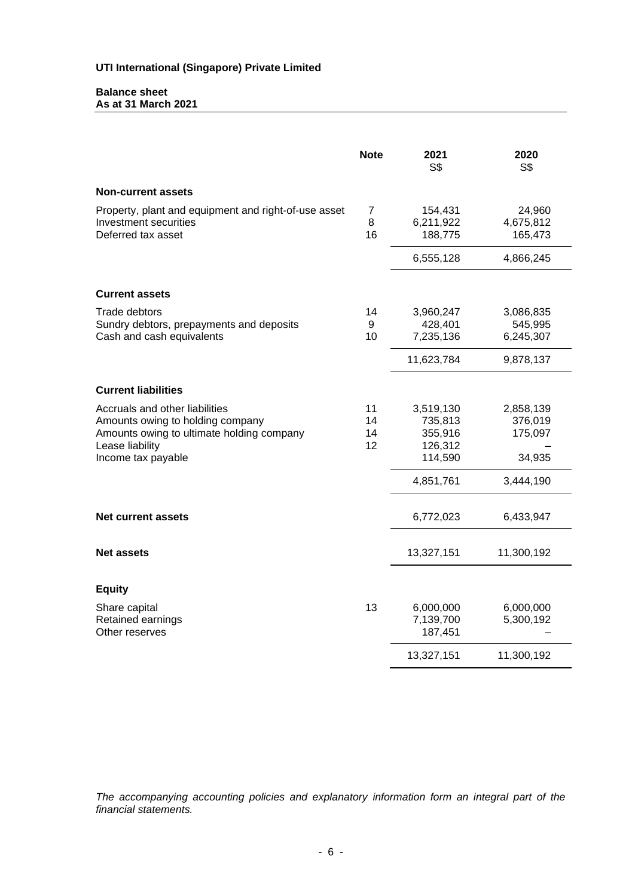**UTI International (Singapore) Private Limited**

**Balance sheet**
**As at 31 March 2021**

| | Note | 2021<br>S$ | 2020<br>S$ |
|---|---|---|---|
| **Non-current assets** | | | |
| Property, plant and equipment and right-of-use asset | 7 | 154,431 | 24,960 |
| Investment securities | 8 | 6,211,922 | 4,675,812 |
| Deferred tax asset | 16 | 188,775 | 165,473 |
| | | 6,555,128 | 4,866,245 |
| **Current assets** | | | |
| Trade debtors | 14 | 3,960,247 | 3,086,835 |
| Sundry debtors, prepayments and deposits | 9 | 428,401 | 545,995 |
| Cash and cash equivalents | 10 | 7,235,136 | 6,245,307 |
| | | 11,623,784 | 9,878,137 |
| **Current liabilities** | | | |
| Accruals and other liabilities | 11 | 3,519,130 | 2,858,139 |
| Amounts owing to holding company | 14 | 735,813 | 376,019 |
| Amounts owing to ultimate holding company | 14 | 355,916 | 175,097 |
| Lease liability | 12 | 126,312 | – |
| Income tax payable | | 114,590 | 34,935 |
| | | 4,851,761 | 3,444,190 |
| **Net current assets** | | 6,772,023 | 6,433,947 |
| **Net assets** | | 13,327,151 | 11,300,192 |
| **Equity** | | | |
| Share capital | 13 | 6,000,000 | 6,000,000 |
| Retained earnings | | 7,139,700 | 5,300,192 |
| Other reserves | | 187,451 | – |
| | | 13,327,151 | 11,300,192 |

*The accompanying accounting policies and explanatory information form an integral part of the financial statements.*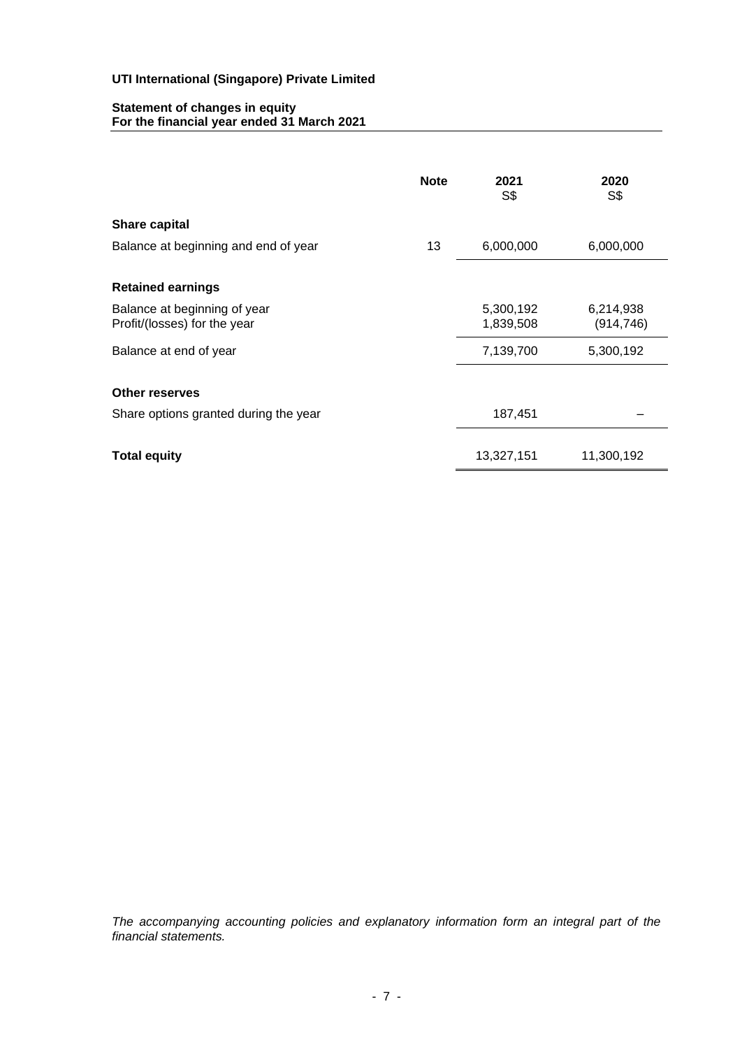**UTI International (Singapore) Private Limited**

**Statement of changes in equity**
**For the financial year ended 31 March 2021**

| | Note | 2021<br>S$ | 2020<br>S$ |
|---|---|---|---|
| **Share capital** | | | |
| Balance at beginning and end of year | 13 | 6,000,000 | 6,000,000 |
| **Retained earnings** | | | |
| Balance at beginning of year | | 5,300,192 | 6,214,938 |
| Profit/(losses) for the year | | 1,839,508 | (914,746) |
| Balance at end of year | | 7,139,700 | 5,300,192 |
| **Other reserves** | | | |
| Share options granted during the year | | 187,451 | – |
| **Total equity** | | 13,327,151 | 11,300,192 |

*The accompanying accounting policies and explanatory information form an integral part of the financial statements.*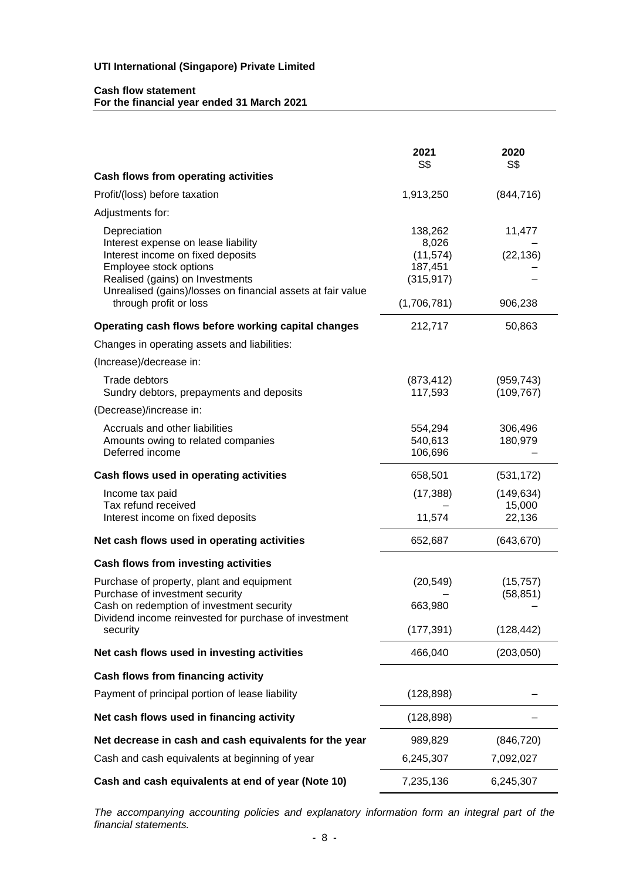**UTI International (Singapore) Private Limited**

**Cash flow statement**
**For the financial year ended 31 March 2021**

| | 2021<br>S$ | 2020<br>S$ |
|---|---|---|
| **Cash flows from operating activities** | | |
| Profit/(loss) before taxation | 1,913,250 | (844,716) |
| Adjustments for: | | |
| Depreciation | 138,262 | 11,477 |
| Interest expense on lease liability | 8,026 | – |
| Interest income on fixed deposits | (11,574) | (22,136) |
| Employee stock options | 187,451 | – |
| Realised (gains) on Investments | (315,917) | – |
| Unrealised (gains)/losses on financial assets at fair value through profit or loss | (1,706,781) | 906,238 |
| **Operating cash flows before working capital changes** | 212,717 | 50,863 |
| Changes in operating assets and liabilities: | | |
| (Increase)/decrease in: | | |
| Trade debtors | (873,412) | (959,743) |
| Sundry debtors, prepayments and deposits | 117,593 | (109,767) |
| (Decrease)/increase in: | | |
| Accruals and other liabilities | 554,294 | 306,496 |
| Amounts owing to related companies | 540,613 | 180,979 |
| Deferred income | 106,696 | – |
| **Cash flows used in operating activities** | 658,501 | (531,172) |
| Income tax paid | (17,388) | (149,634) |
| Tax refund received | – | 15,000 |
| Interest income on fixed deposits | 11,574 | 22,136 |
| **Net cash flows used in operating activities** | 652,687 | (643,670) |
| **Cash flows from investing activities** | | |
| Purchase of property, plant and equipment | (20,549) | (15,757) |
| Purchase of investment security | – | (58,851) |
| Cash on redemption of investment security | 663,980 | – |
| Dividend income reinvested for purchase of investment security | (177,391) | (128,442) |
| **Net cash flows used in investing activities** | 466,040 | (203,050) |
| **Cash flows from financing activity** | | |
| Payment of principal portion of lease liability | (128,898) | – |
| **Net cash flows used in financing activity** | (128,898) | – |
| **Net decrease in cash and cash equivalents for the year** | 989,829 | (846,720) |
| Cash and cash equivalents at beginning of year | 6,245,307 | 7,092,027 |
| **Cash and cash equivalents at end of year (Note 10)** | 7,235,136 | 6,245,307 |

*The accompanying accounting policies and explanatory information form an integral part of the financial statements.*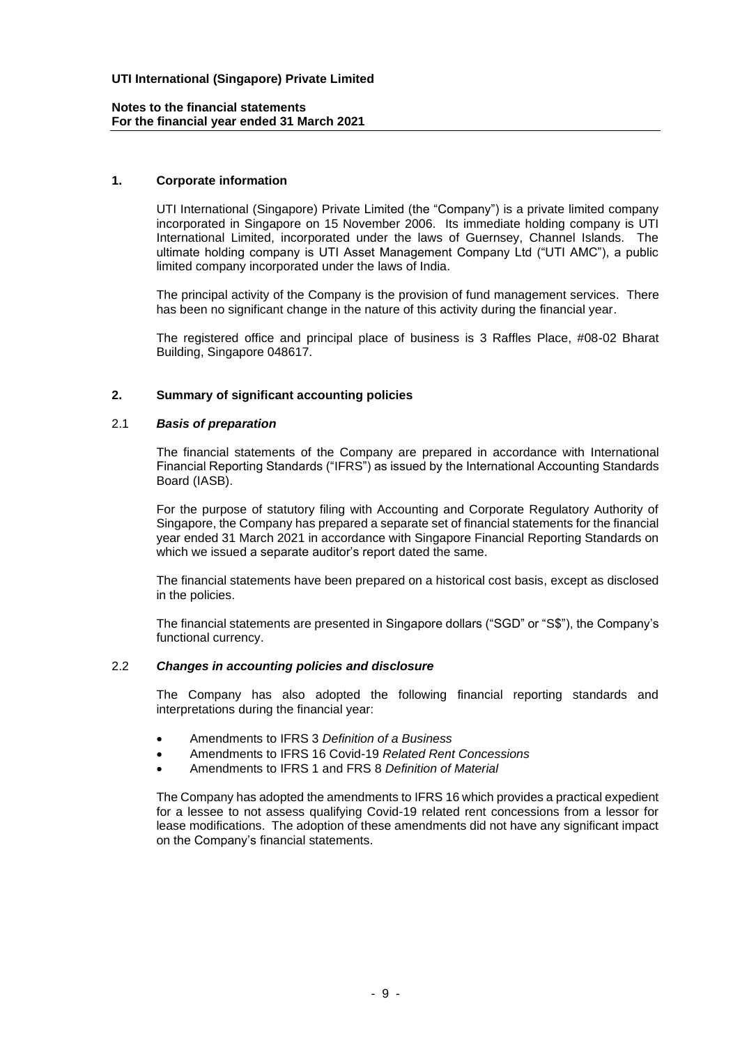## 1. Corporate information

UTI International (Singapore) Private Limited (the "Company") is a private limited company incorporated in Singapore on 15 November 2006. Its immediate holding company is UTI International Limited, incorporated under the laws of Guernsey, Channel Islands. The ultimate holding company is UTI Asset Management Company Ltd ("UTI AMC"), a public limited company incorporated under the laws of India.

The principal activity of the Company is the provision of fund management services. There has been no significant change in the nature of this activity during the financial year.

The registered office and principal place of business is 3 Raffles Place, #08-02 Bharat Building, Singapore 048617.

## 2. Summary of significant accounting policies

### 2.1 *Basis of preparation*

The financial statements of the Company are prepared in accordance with International Financial Reporting Standards ("IFRS") as issued by the International Accounting Standards Board (IASB).

For the purpose of statutory filing with Accounting and Corporate Regulatory Authority of Singapore, the Company has prepared a separate set of financial statements for the financial year ended 31 March 2021 in accordance with Singapore Financial Reporting Standards on which we issued a separate auditor's report dated the same.

The financial statements have been prepared on a historical cost basis, except as disclosed in the policies.

The financial statements are presented in Singapore dollars ("SGD" or "S$"), the Company's functional currency.

### 2.2 *Changes in accounting policies and disclosure*

The Company has also adopted the following financial reporting standards and interpretations during the financial year:

- Amendments to IFRS 3 *Definition of a Business*
- Amendments to IFRS 16 Covid-19 *Related Rent Concessions*
- Amendments to IFRS 1 and FRS 8 *Definition of Material*

The Company has adopted the amendments to IFRS 16 which provides a practical expedient for a lessee to not assess qualifying Covid-19 related rent concessions from a lessor for lease modifications. The adoption of these amendments did not have any significant impact on the Company's financial statements.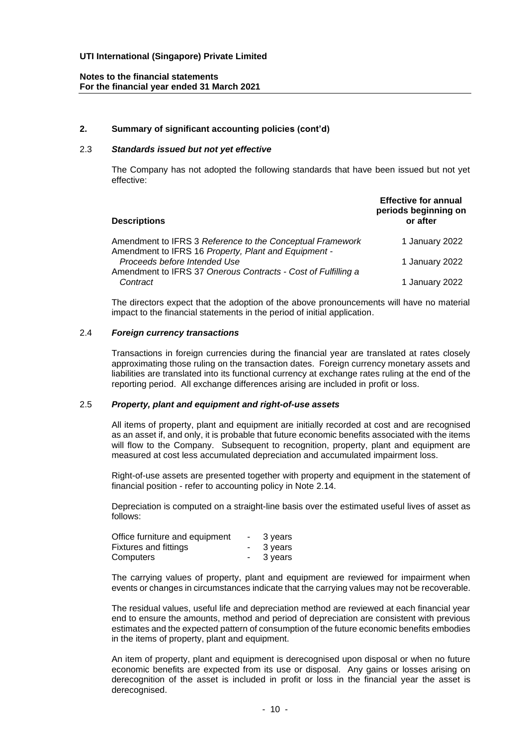## 2. Summary of significant accounting policies (cont'd)

### 2.3 *Standards issued but not yet effective*

The Company has not adopted the following standards that have been issued but not yet effective:

| Descriptions | Effective for annual periods beginning on or after |
|---|---|
| Amendment to IFRS 3 *Reference to the Conceptual Framework* | 1 January 2022 |
| Amendment to IFRS 16 *Property, Plant and Equipment - Proceeds before Intended Use* | 1 January 2022 |
| Amendment to IFRS 37 *Onerous Contracts - Cost of Fulfilling a Contract* | 1 January 2022 |

The directors expect that the adoption of the above pronouncements will have no material impact to the financial statements in the period of initial application.

### 2.4 *Foreign currency transactions*

Transactions in foreign currencies during the financial year are translated at rates closely approximating those ruling on the transaction dates. Foreign currency monetary assets and liabilities are translated into its functional currency at exchange rates ruling at the end of the reporting period. All exchange differences arising are included in profit or loss.

### 2.5 *Property, plant and equipment and right-of-use assets*

All items of property, plant and equipment are initially recorded at cost and are recognised as an asset if, and only, it is probable that future economic benefits associated with the items will flow to the Company. Subsequent to recognition, property, plant and equipment are measured at cost less accumulated depreciation and accumulated impairment loss.

Right-of-use assets are presented together with property and equipment in the statement of financial position - refer to accounting policy in Note 2.14.

Depreciation is computed on a straight-line basis over the estimated useful lives of asset as follows:

| | | |
|---|---|---|
| Office furniture and equipment | - | 3 years |
| Fixtures and fittings | - | 3 years |
| Computers | - | 3 years |

The carrying values of property, plant and equipment are reviewed for impairment when events or changes in circumstances indicate that the carrying values may not be recoverable.

The residual values, useful life and depreciation method are reviewed at each financial year end to ensure the amounts, method and period of depreciation are consistent with previous estimates and the expected pattern of consumption of the future economic benefits embodies in the items of property, plant and equipment.

An item of property, plant and equipment is derecognised upon disposal or when no future economic benefits are expected from its use or disposal. Any gains or losses arising on derecognition of the asset is included in profit or loss in the financial year the asset is derecognised.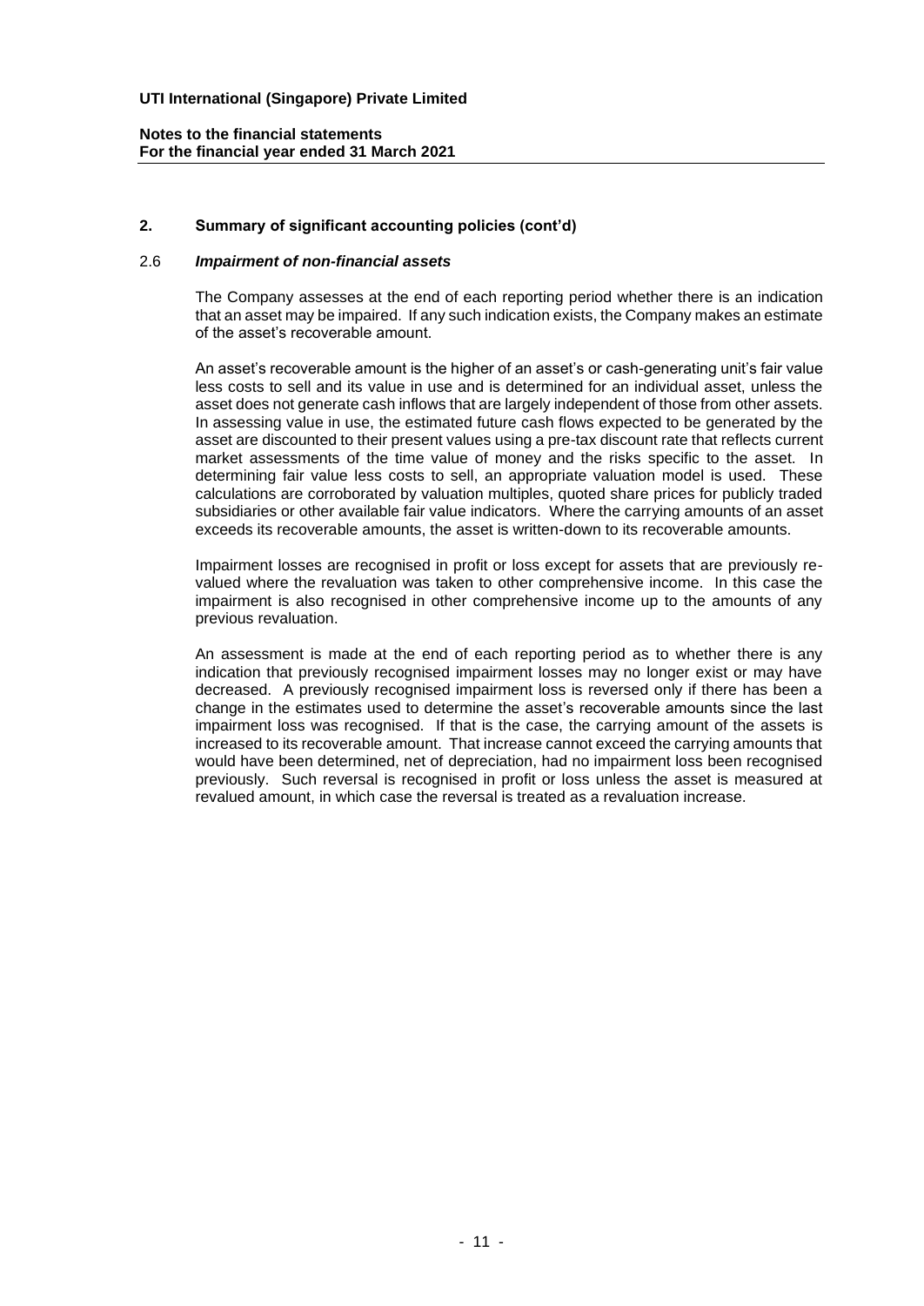## 2. Summary of significant accounting policies (cont'd)

### 2.6 *Impairment of non-financial assets*

The Company assesses at the end of each reporting period whether there is an indication that an asset may be impaired. If any such indication exists, the Company makes an estimate of the asset's recoverable amount.

An asset's recoverable amount is the higher of an asset's or cash-generating unit's fair value less costs to sell and its value in use and is determined for an individual asset, unless the asset does not generate cash inflows that are largely independent of those from other assets. In assessing value in use, the estimated future cash flows expected to be generated by the asset are discounted to their present values using a pre-tax discount rate that reflects current market assessments of the time value of money and the risks specific to the asset. In determining fair value less costs to sell, an appropriate valuation model is used. These calculations are corroborated by valuation multiples, quoted share prices for publicly traded subsidiaries or other available fair value indicators. Where the carrying amounts of an asset exceeds its recoverable amounts, the asset is written-down to its recoverable amounts.

Impairment losses are recognised in profit or loss except for assets that are previously re-valued where the revaluation was taken to other comprehensive income. In this case the impairment is also recognised in other comprehensive income up to the amounts of any previous revaluation.

An assessment is made at the end of each reporting period as to whether there is any indication that previously recognised impairment losses may no longer exist or may have decreased. A previously recognised impairment loss is reversed only if there has been a change in the estimates used to determine the asset's recoverable amounts since the last impairment loss was recognised. If that is the case, the carrying amount of the assets is increased to its recoverable amount. That increase cannot exceed the carrying amounts that would have been determined, net of depreciation, had no impairment loss been recognised previously. Such reversal is recognised in profit or loss unless the asset is measured at revalued amount, in which case the reversal is treated as a revaluation increase.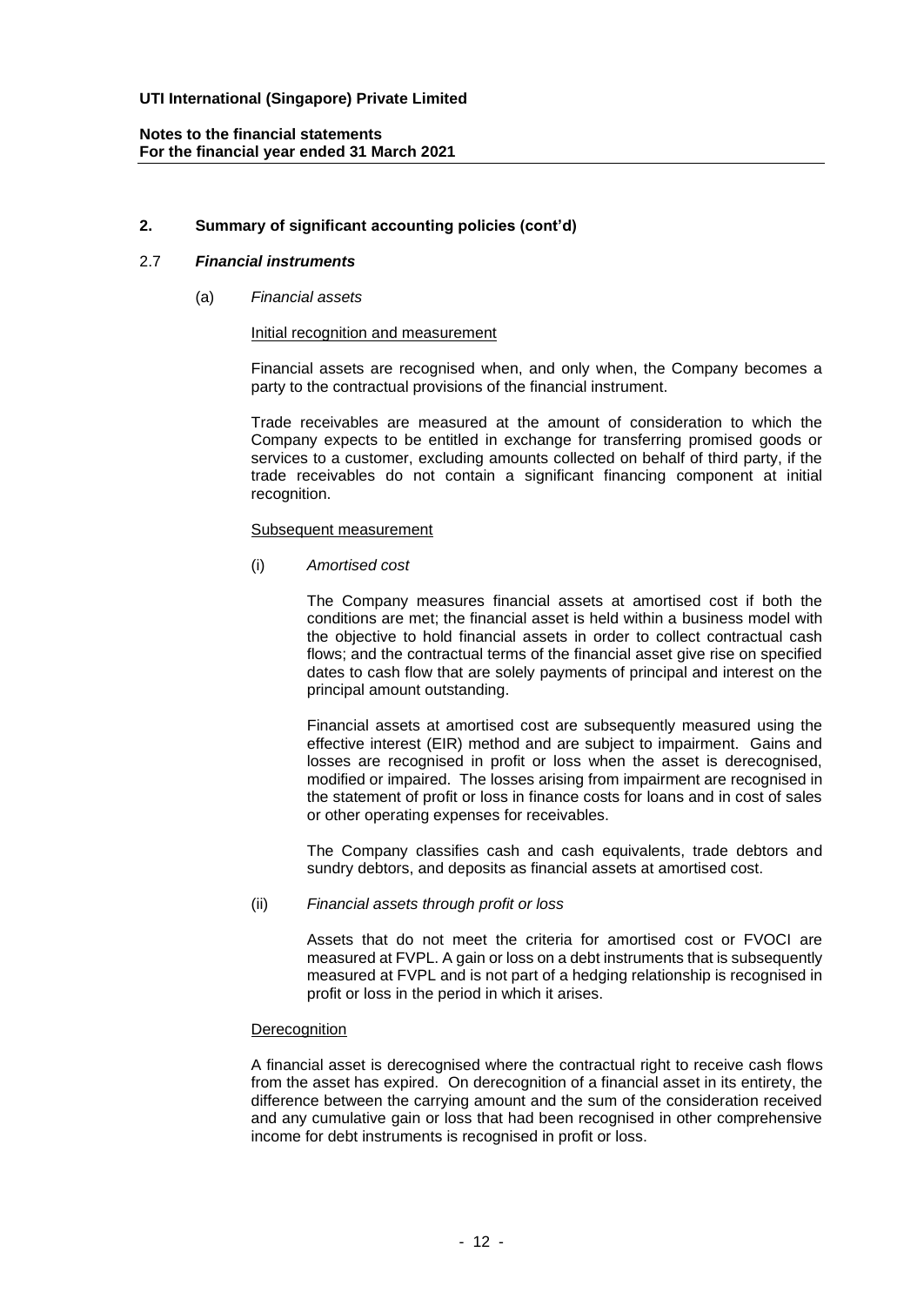## 2. Summary of significant accounting policies (cont'd)

### 2.7 *Financial instruments*

#### (a) *Financial assets*

Initial recognition and measurement

Financial assets are recognised when, and only when, the Company becomes a party to the contractual provisions of the financial instrument.

Trade receivables are measured at the amount of consideration to which the Company expects to be entitled in exchange for transferring promised goods or services to a customer, excluding amounts collected on behalf of third party, if the trade receivables do not contain a significant financing component at initial recognition.

Subsequent measurement

(i) *Amortised cost*

The Company measures financial assets at amortised cost if both the conditions are met; the financial asset is held within a business model with the objective to hold financial assets in order to collect contractual cash flows; and the contractual terms of the financial asset give rise on specified dates to cash flow that are solely payments of principal and interest on the principal amount outstanding.

Financial assets at amortised cost are subsequently measured using the effective interest (EIR) method and are subject to impairment. Gains and losses are recognised in profit or loss when the asset is derecognised, modified or impaired. The losses arising from impairment are recognised in the statement of profit or loss in finance costs for loans and in cost of sales or other operating expenses for receivables.

The Company classifies cash and cash equivalents, trade debtors and sundry debtors, and deposits as financial assets at amortised cost.

(ii) *Financial assets through profit or loss*

Assets that do not meet the criteria for amortised cost or FVOCI are measured at FVPL. A gain or loss on a debt instruments that is subsequently measured at FVPL and is not part of a hedging relationship is recognised in profit or loss in the period in which it arises.

Derecognition

A financial asset is derecognised where the contractual right to receive cash flows from the asset has expired. On derecognition of a financial asset in its entirety, the difference between the carrying amount and the sum of the consideration received and any cumulative gain or loss that had been recognised in other comprehensive income for debt instruments is recognised in profit or loss.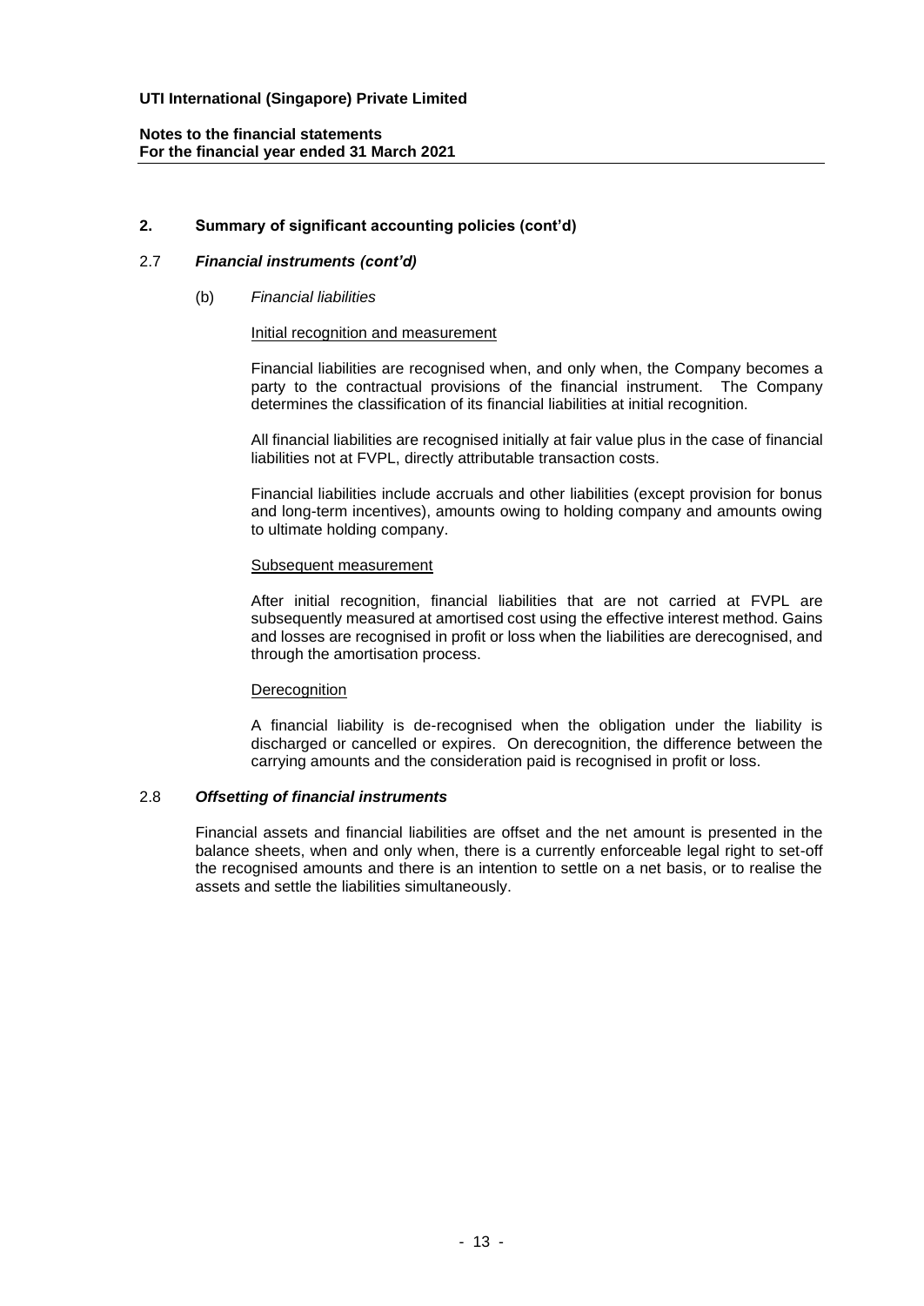## 2. Summary of significant accounting policies (cont'd)

### 2.7 *Financial instruments (cont'd)*

(b) *Financial liabilities*

Initial recognition and measurement

Financial liabilities are recognised when, and only when, the Company becomes a party to the contractual provisions of the financial instrument. The Company determines the classification of its financial liabilities at initial recognition.

All financial liabilities are recognised initially at fair value plus in the case of financial liabilities not at FVPL, directly attributable transaction costs.

Financial liabilities include accruals and other liabilities (except provision for bonus and long-term incentives), amounts owing to holding company and amounts owing to ultimate holding company.

Subsequent measurement

After initial recognition, financial liabilities that are not carried at FVPL are subsequently measured at amortised cost using the effective interest method. Gains and losses are recognised in profit or loss when the liabilities are derecognised, and through the amortisation process.

Derecognition

A financial liability is de-recognised when the obligation under the liability is discharged or cancelled or expires. On derecognition, the difference between the carrying amounts and the consideration paid is recognised in profit or loss.

### 2.8 *Offsetting of financial instruments*

Financial assets and financial liabilities are offset and the net amount is presented in the balance sheets, when and only when, there is a currently enforceable legal right to set-off the recognised amounts and there is an intention to settle on a net basis, or to realise the assets and settle the liabilities simultaneously.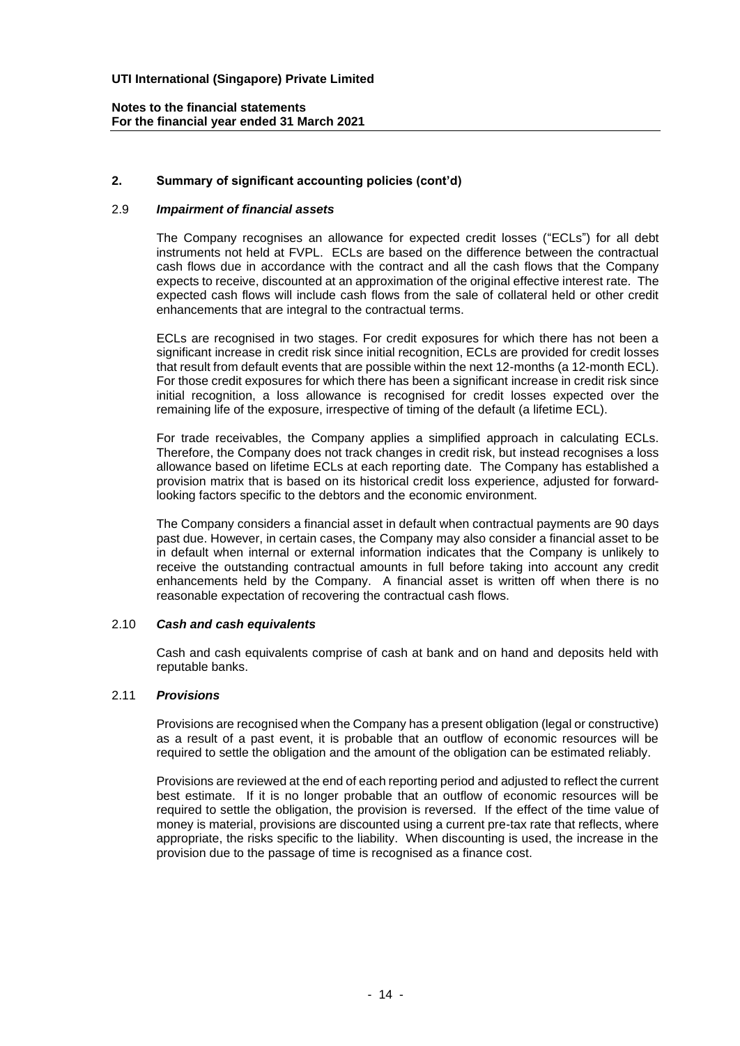## 2. Summary of significant accounting policies (cont'd)

### 2.9 *Impairment of financial assets*

The Company recognises an allowance for expected credit losses ("ECLs") for all debt instruments not held at FVPL. ECLs are based on the difference between the contractual cash flows due in accordance with the contract and all the cash flows that the Company expects to receive, discounted at an approximation of the original effective interest rate. The expected cash flows will include cash flows from the sale of collateral held or other credit enhancements that are integral to the contractual terms.

ECLs are recognised in two stages. For credit exposures for which there has not been a significant increase in credit risk since initial recognition, ECLs are provided for credit losses that result from default events that are possible within the next 12-months (a 12-month ECL). For those credit exposures for which there has been a significant increase in credit risk since initial recognition, a loss allowance is recognised for credit losses expected over the remaining life of the exposure, irrespective of timing of the default (a lifetime ECL).

For trade receivables, the Company applies a simplified approach in calculating ECLs. Therefore, the Company does not track changes in credit risk, but instead recognises a loss allowance based on lifetime ECLs at each reporting date. The Company has established a provision matrix that is based on its historical credit loss experience, adjusted for forward-looking factors specific to the debtors and the economic environment.

The Company considers a financial asset in default when contractual payments are 90 days past due. However, in certain cases, the Company may also consider a financial asset to be in default when internal or external information indicates that the Company is unlikely to receive the outstanding contractual amounts in full before taking into account any credit enhancements held by the Company. A financial asset is written off when there is no reasonable expectation of recovering the contractual cash flows.

### 2.10 *Cash and cash equivalents*

Cash and cash equivalents comprise of cash at bank and on hand and deposits held with reputable banks.

### 2.11 *Provisions*

Provisions are recognised when the Company has a present obligation (legal or constructive) as a result of a past event, it is probable that an outflow of economic resources will be required to settle the obligation and the amount of the obligation can be estimated reliably.

Provisions are reviewed at the end of each reporting period and adjusted to reflect the current best estimate. If it is no longer probable that an outflow of economic resources will be required to settle the obligation, the provision is reversed. If the effect of the time value of money is material, provisions are discounted using a current pre-tax rate that reflects, where appropriate, the risks specific to the liability. When discounting is used, the increase in the provision due to the passage of time is recognised as a finance cost.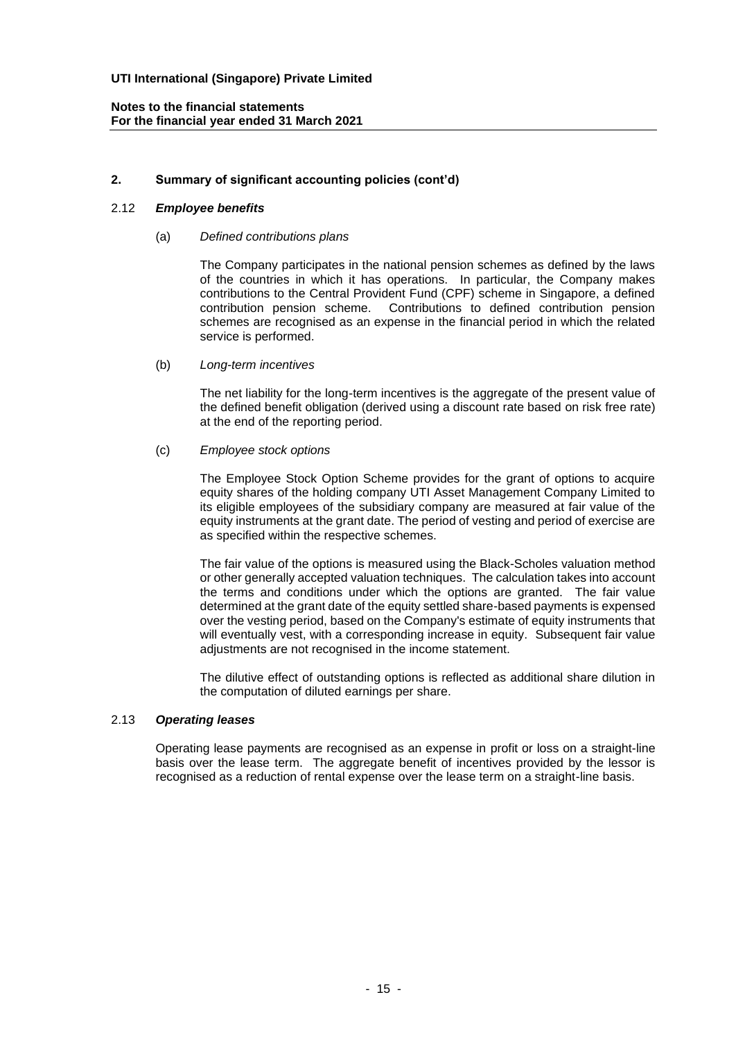## 2. Summary of significant accounting policies (cont'd)

### 2.12 *Employee benefits*

(a) *Defined contributions plans*

The Company participates in the national pension schemes as defined by the laws of the countries in which it has operations. In particular, the Company makes contributions to the Central Provident Fund (CPF) scheme in Singapore, a defined contribution pension scheme. Contributions to defined contribution pension schemes are recognised as an expense in the financial period in which the related service is performed.

(b) *Long-term incentives*

The net liability for the long-term incentives is the aggregate of the present value of the defined benefit obligation (derived using a discount rate based on risk free rate) at the end of the reporting period.

(c) *Employee stock options*

The Employee Stock Option Scheme provides for the grant of options to acquire equity shares of the holding company UTI Asset Management Company Limited to its eligible employees of the subsidiary company are measured at fair value of the equity instruments at the grant date. The period of vesting and period of exercise are as specified within the respective schemes.

The fair value of the options is measured using the Black-Scholes valuation method or other generally accepted valuation techniques. The calculation takes into account the terms and conditions under which the options are granted. The fair value determined at the grant date of the equity settled share-based payments is expensed over the vesting period, based on the Company's estimate of equity instruments that will eventually vest, with a corresponding increase in equity. Subsequent fair value adjustments are not recognised in the income statement.

The dilutive effect of outstanding options is reflected as additional share dilution in the computation of diluted earnings per share.

### 2.13 *Operating leases*

Operating lease payments are recognised as an expense in profit or loss on a straight-line basis over the lease term. The aggregate benefit of incentives provided by the lessor is recognised as a reduction of rental expense over the lease term on a straight-line basis.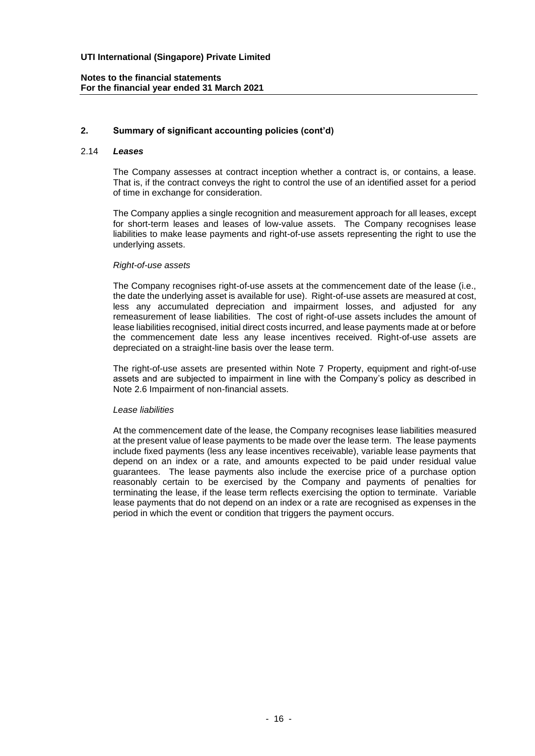## 2. Summary of significant accounting policies (cont'd)

### 2.14 *Leases*

The Company assesses at contract inception whether a contract is, or contains, a lease. That is, if the contract conveys the right to control the use of an identified asset for a period of time in exchange for consideration.

The Company applies a single recognition and measurement approach for all leases, except for short-term leases and leases of low-value assets. The Company recognises lease liabilities to make lease payments and right-of-use assets representing the right to use the underlying assets.

*Right-of-use assets*

The Company recognises right-of-use assets at the commencement date of the lease (i.e., the date the underlying asset is available for use). Right-of-use assets are measured at cost, less any accumulated depreciation and impairment losses, and adjusted for any remeasurement of lease liabilities. The cost of right-of-use assets includes the amount of lease liabilities recognised, initial direct costs incurred, and lease payments made at or before the commencement date less any lease incentives received. Right-of-use assets are depreciated on a straight-line basis over the lease term.

The right-of-use assets are presented within Note 7 Property, equipment and right-of-use assets and are subjected to impairment in line with the Company's policy as described in Note 2.6 Impairment of non-financial assets.

*Lease liabilities*

At the commencement date of the lease, the Company recognises lease liabilities measured at the present value of lease payments to be made over the lease term. The lease payments include fixed payments (less any lease incentives receivable), variable lease payments that depend on an index or a rate, and amounts expected to be paid under residual value guarantees. The lease payments also include the exercise price of a purchase option reasonably certain to be exercised by the Company and payments of penalties for terminating the lease, if the lease term reflects exercising the option to terminate. Variable lease payments that do not depend on an index or a rate are recognised as expenses in the period in which the event or condition that triggers the payment occurs.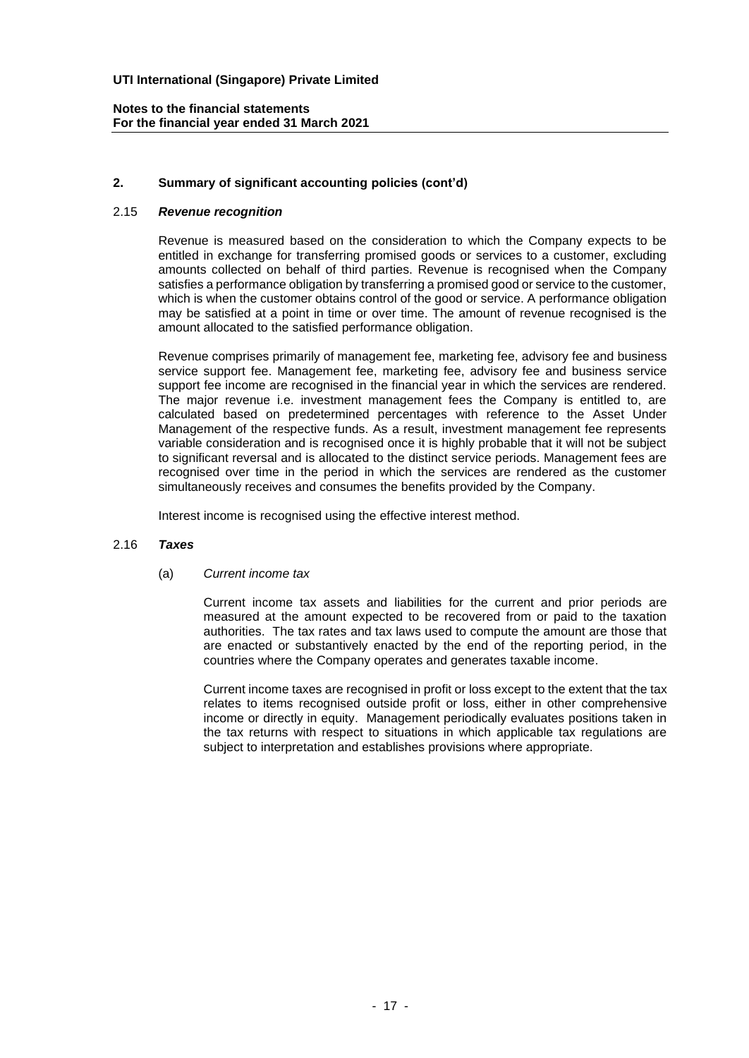## 2. Summary of significant accounting policies (cont'd)

### 2.15 *Revenue recognition*

Revenue is measured based on the consideration to which the Company expects to be entitled in exchange for transferring promised goods or services to a customer, excluding amounts collected on behalf of third parties. Revenue is recognised when the Company satisfies a performance obligation by transferring a promised good or service to the customer, which is when the customer obtains control of the good or service. A performance obligation may be satisfied at a point in time or over time. The amount of revenue recognised is the amount allocated to the satisfied performance obligation.

Revenue comprises primarily of management fee, marketing fee, advisory fee and business service support fee. Management fee, marketing fee, advisory fee and business service support fee income are recognised in the financial year in which the services are rendered. The major revenue i.e. investment management fees the Company is entitled to, are calculated based on predetermined percentages with reference to the Asset Under Management of the respective funds. As a result, investment management fee represents variable consideration and is recognised once it is highly probable that it will not be subject to significant reversal and is allocated to the distinct service periods. Management fees are recognised over time in the period in which the services are rendered as the customer simultaneously receives and consumes the benefits provided by the Company.

Interest income is recognised using the effective interest method.

### 2.16 *Taxes*

(a) *Current income tax*

Current income tax assets and liabilities for the current and prior periods are measured at the amount expected to be recovered from or paid to the taxation authorities. The tax rates and tax laws used to compute the amount are those that are enacted or substantively enacted by the end of the reporting period, in the countries where the Company operates and generates taxable income.

Current income taxes are recognised in profit or loss except to the extent that the tax relates to items recognised outside profit or loss, either in other comprehensive income or directly in equity. Management periodically evaluates positions taken in the tax returns with respect to situations in which applicable tax regulations are subject to interpretation and establishes provisions where appropriate.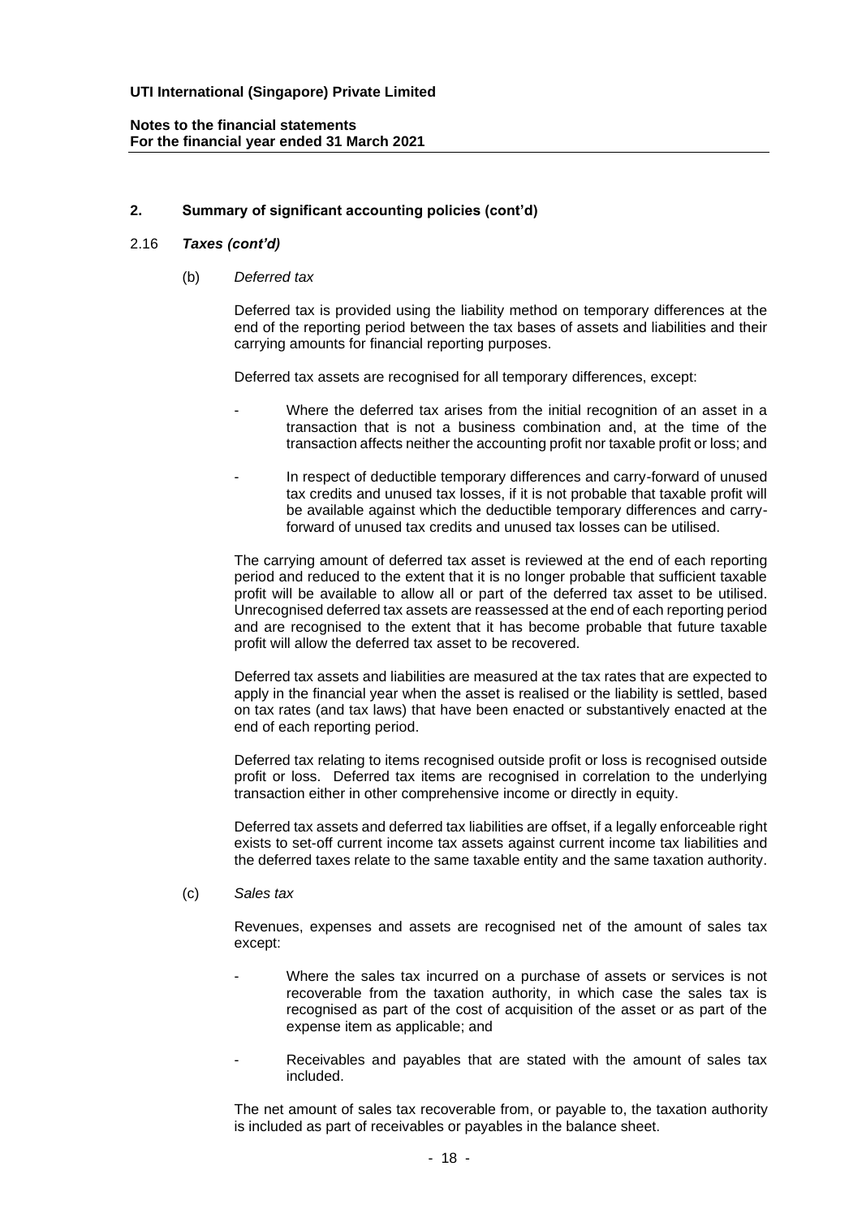## 2. Summary of significant accounting policies (cont'd)

### 2.16 *Taxes (cont'd)*

(b) *Deferred tax*

Deferred tax is provided using the liability method on temporary differences at the end of the reporting period between the tax bases of assets and liabilities and their carrying amounts for financial reporting purposes.

Deferred tax assets are recognised for all temporary differences, except:

- Where the deferred tax arises from the initial recognition of an asset in a transaction that is not a business combination and, at the time of the transaction affects neither the accounting profit nor taxable profit or loss; and
- In respect of deductible temporary differences and carry-forward of unused tax credits and unused tax losses, if it is not probable that taxable profit will be available against which the deductible temporary differences and carry-forward of unused tax credits and unused tax losses can be utilised.

The carrying amount of deferred tax asset is reviewed at the end of each reporting period and reduced to the extent that it is no longer probable that sufficient taxable profit will be available to allow all or part of the deferred tax asset to be utilised. Unrecognised deferred tax assets are reassessed at the end of each reporting period and are recognised to the extent that it has become probable that future taxable profit will allow the deferred tax asset to be recovered.

Deferred tax assets and liabilities are measured at the tax rates that are expected to apply in the financial year when the asset is realised or the liability is settled, based on tax rates (and tax laws) that have been enacted or substantively enacted at the end of each reporting period.

Deferred tax relating to items recognised outside profit or loss is recognised outside profit or loss. Deferred tax items are recognised in correlation to the underlying transaction either in other comprehensive income or directly in equity.

Deferred tax assets and deferred tax liabilities are offset, if a legally enforceable right exists to set-off current income tax assets against current income tax liabilities and the deferred taxes relate to the same taxable entity and the same taxation authority.

(c) *Sales tax*

Revenues, expenses and assets are recognised net of the amount of sales tax except:

- Where the sales tax incurred on a purchase of assets or services is not recoverable from the taxation authority, in which case the sales tax is recognised as part of the cost of acquisition of the asset or as part of the expense item as applicable; and
- Receivables and payables that are stated with the amount of sales tax included.

The net amount of sales tax recoverable from, or payable to, the taxation authority is included as part of receivables or payables in the balance sheet.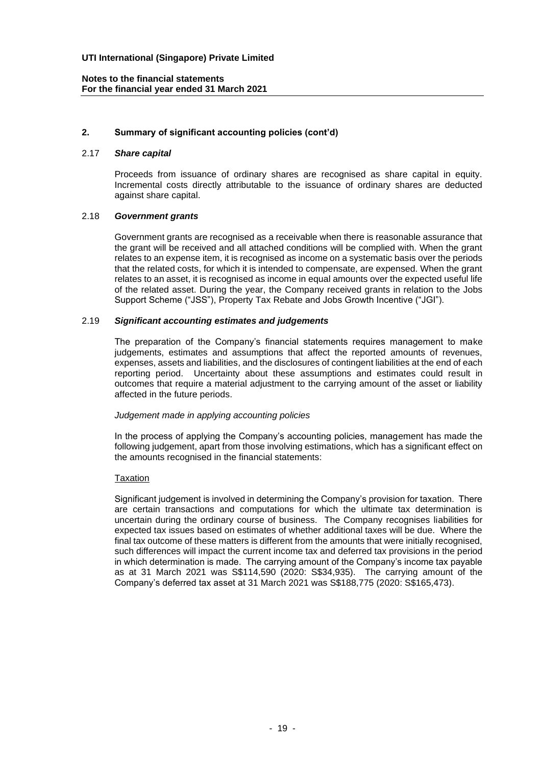## 2. Summary of significant accounting policies (cont'd)

### 2.17 *Share capital*

Proceeds from issuance of ordinary shares are recognised as share capital in equity. Incremental costs directly attributable to the issuance of ordinary shares are deducted against share capital.

### 2.18 *Government grants*

Government grants are recognised as a receivable when there is reasonable assurance that the grant will be received and all attached conditions will be complied with. When the grant relates to an expense item, it is recognised as income on a systematic basis over the periods that the related costs, for which it is intended to compensate, are expensed. When the grant relates to an asset, it is recognised as income in equal amounts over the expected useful life of the related asset. During the year, the Company received grants in relation to the Jobs Support Scheme ("JSS"), Property Tax Rebate and Jobs Growth Incentive ("JGI").

### 2.19 *Significant accounting estimates and judgements*

The preparation of the Company's financial statements requires management to make judgements, estimates and assumptions that affect the reported amounts of revenues, expenses, assets and liabilities, and the disclosures of contingent liabilities at the end of each reporting period. Uncertainty about these assumptions and estimates could result in outcomes that require a material adjustment to the carrying amount of the asset or liability affected in the future periods.

*Judgement made in applying accounting policies*

In the process of applying the Company's accounting policies, management has made the following judgement, apart from those involving estimations, which has a significant effect on the amounts recognised in the financial statements:

<u>Taxation</u>

Significant judgement is involved in determining the Company's provision for taxation. There are certain transactions and computations for which the ultimate tax determination is uncertain during the ordinary course of business. The Company recognises liabilities for expected tax issues based on estimates of whether additional taxes will be due. Where the final tax outcome of these matters is different from the amounts that were initially recognised, such differences will impact the current income tax and deferred tax provisions in the period in which determination is made. The carrying amount of the Company's income tax payable as at 31 March 2021 was S$114,590 (2020: S$34,935). The carrying amount of the Company's deferred tax asset at 31 March 2021 was S$188,775 (2020: S$165,473).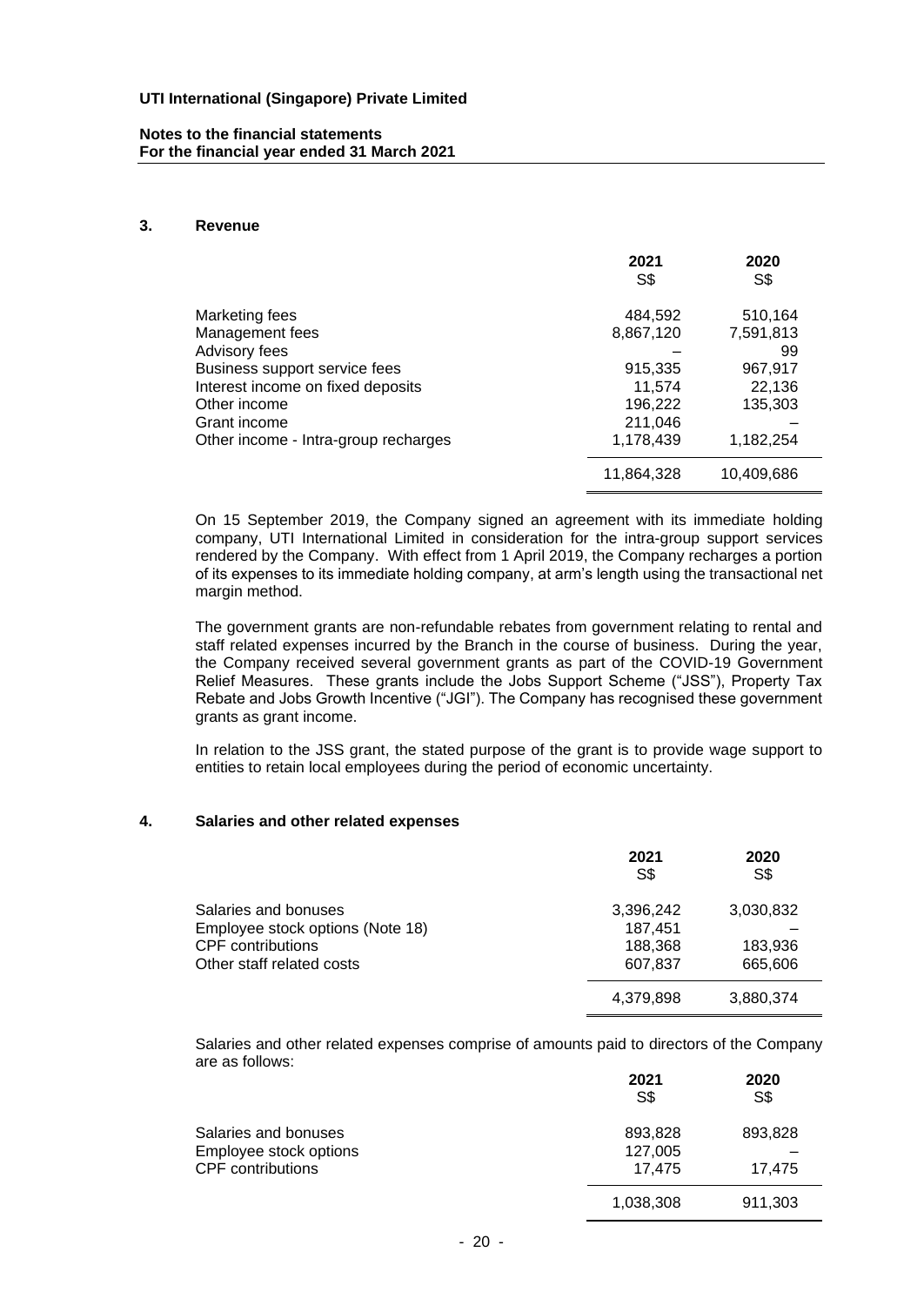UTI International (Singapore) Private Limited

Notes to the financial statements
For the financial year ended 31 March 2021

## 3. Revenue

| | 2021 S$ | 2020 S$ |
|---|---|---|
| Marketing fees | 484,592 | 510,164 |
| Management fees | 8,867,120 | 7,591,813 |
| Advisory fees | – | 99 |
| Business support service fees | 915,335 | 967,917 |
| Interest income on fixed deposits | 11,574 | 22,136 |
| Other income | 196,222 | 135,303 |
| Grant income | 211,046 | – |
| Other income - Intra-group recharges | 1,178,439 | 1,182,254 |
| | 11,864,328 | 10,409,686 |

On 15 September 2019, the Company signed an agreement with its immediate holding company, UTI International Limited in consideration for the intra-group support services rendered by the Company. With effect from 1 April 2019, the Company recharges a portion of its expenses to its immediate holding company, at arm's length using the transactional net margin method.

The government grants are non-refundable rebates from government relating to rental and staff related expenses incurred by the Branch in the course of business. During the year, the Company received several government grants as part of the COVID-19 Government Relief Measures. These grants include the Jobs Support Scheme ("JSS"), Property Tax Rebate and Jobs Growth Incentive ("JGI"). The Company has recognised these government grants as grant income.

In relation to the JSS grant, the stated purpose of the grant is to provide wage support to entities to retain local employees during the period of economic uncertainty.

## 4. Salaries and other related expenses

| | 2021 S$ | 2020 S$ |
|---|---|---|
| Salaries and bonuses | 3,396,242 | 3,030,832 |
| Employee stock options (Note 18) | 187,451 | – |
| CPF contributions | 188,368 | 183,936 |
| Other staff related costs | 607,837 | 665,606 |
| | 4,379,898 | 3,880,374 |

Salaries and other related expenses comprise of amounts paid to directors of the Company are as follows:

| | 2021 S$ | 2020 S$ |
|---|---|---|
| Salaries and bonuses | 893,828 | 893,828 |
| Employee stock options | 127,005 | – |
| CPF contributions | 17,475 | 17,475 |
| | 1,038,308 | 911,303 |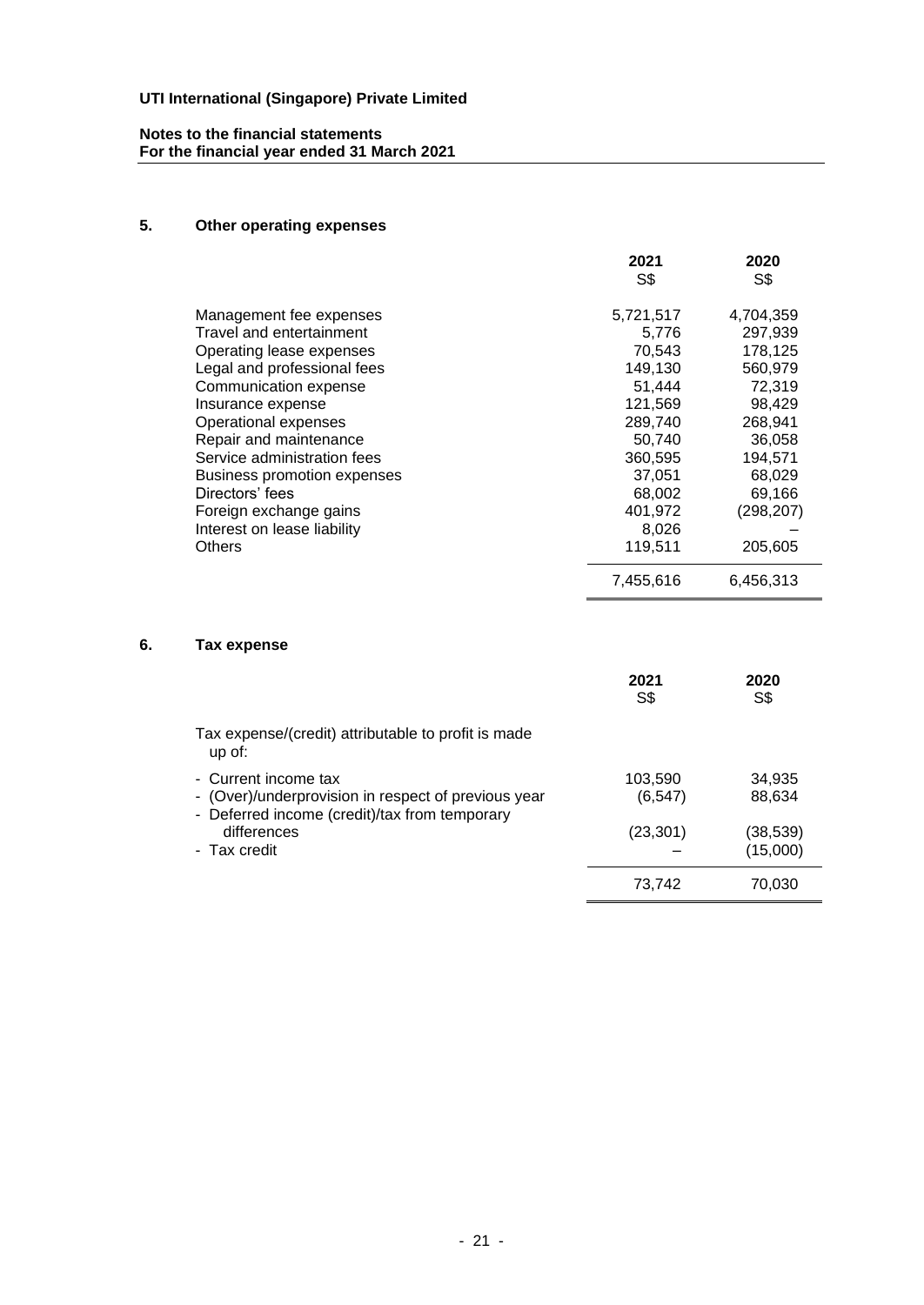**UTI International (Singapore) Private Limited**

**Notes to the financial statements**
**For the financial year ended 31 March 2021**

## 5. Other operating expenses

| | 2021 S$ | 2020 S$ |
|---|---|---|
| Management fee expenses | 5,721,517 | 4,704,359 |
| Travel and entertainment | 5,776 | 297,939 |
| Operating lease expenses | 70,543 | 178,125 |
| Legal and professional fees | 149,130 | 560,979 |
| Communication expense | 51,444 | 72,319 |
| Insurance expense | 121,569 | 98,429 |
| Operational expenses | 289,740 | 268,941 |
| Repair and maintenance | 50,740 | 36,058 |
| Service administration fees | 360,595 | 194,571 |
| Business promotion expenses | 37,051 | 68,029 |
| Directors' fees | 68,002 | 69,166 |
| Foreign exchange gains | 401,972 | (298,207) |
| Interest on lease liability | 8,026 | – |
| Others | 119,511 | 205,605 |
| | 7,455,616 | 6,456,313 |

## 6. Tax expense

| | 2021 S$ | 2020 S$ |
|---|---|---|
| Tax expense/(credit) attributable to profit is made up of: | | |
| - Current income tax | 103,590 | 34,935 |
| - (Over)/underprovision in respect of previous year | (6,547) | 88,634 |
| - Deferred income (credit)/tax from temporary differences | (23,301) | (38,539) |
| - Tax credit | – | (15,000) |
| | 73,742 | 70,030 |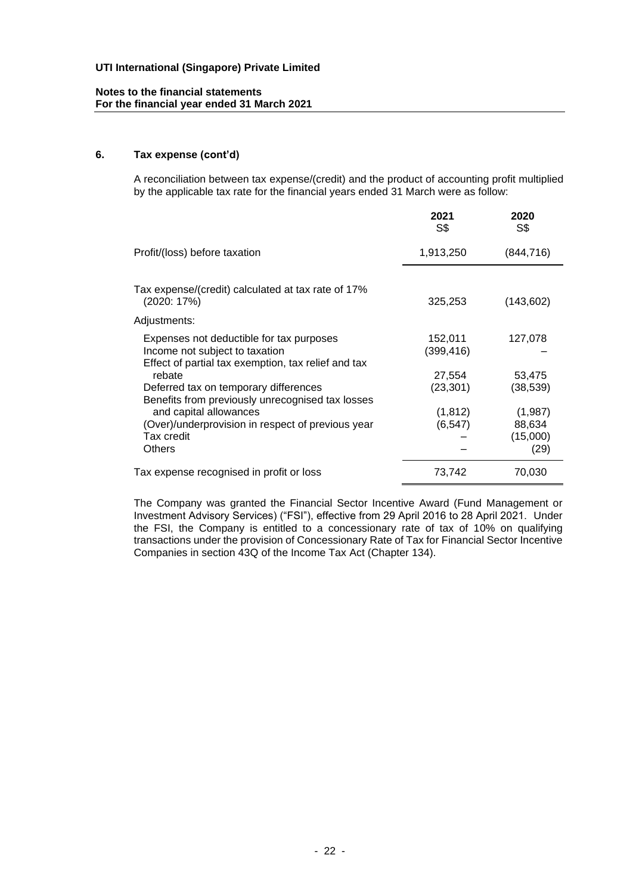### 6. Tax expense (cont'd)

A reconciliation between tax expense/(credit) and the product of accounting profit multiplied by the applicable tax rate for the financial years ended 31 March were as follow:

| | 2021 S$ | 2020 S$ |
|---|---|---|
| Profit/(loss) before taxation | 1,913,250 | (844,716) |
| Tax expense/(credit) calculated at tax rate of 17% (2020: 17%) | 325,253 | (143,602) |
| Adjustments: | | |
| Expenses not deductible for tax purposes | 152,011 | 127,078 |
| Income not subject to taxation | (399,416) | – |
| Effect of partial tax exemption, tax relief and tax rebate | 27,554 | 53,475 |
| Deferred tax on temporary differences | (23,301) | (38,539) |
| Benefits from previously unrecognised tax losses and capital allowances | (1,812) | (1,987) |
| (Over)/underprovision in respect of previous year | (6,547) | 88,634 |
| Tax credit | – | (15,000) |
| Others | – | (29) |
| Tax expense recognised in profit or loss | 73,742 | 70,030 |

The Company was granted the Financial Sector Incentive Award (Fund Management or Investment Advisory Services) ("FSI"), effective from 29 April 2016 to 28 April 2021. Under the FSI, the Company is entitled to a concessionary rate of tax of 10% on qualifying transactions under the provision of Concessionary Rate of Tax for Financial Sector Incentive Companies in section 43Q of the Income Tax Act (Chapter 134).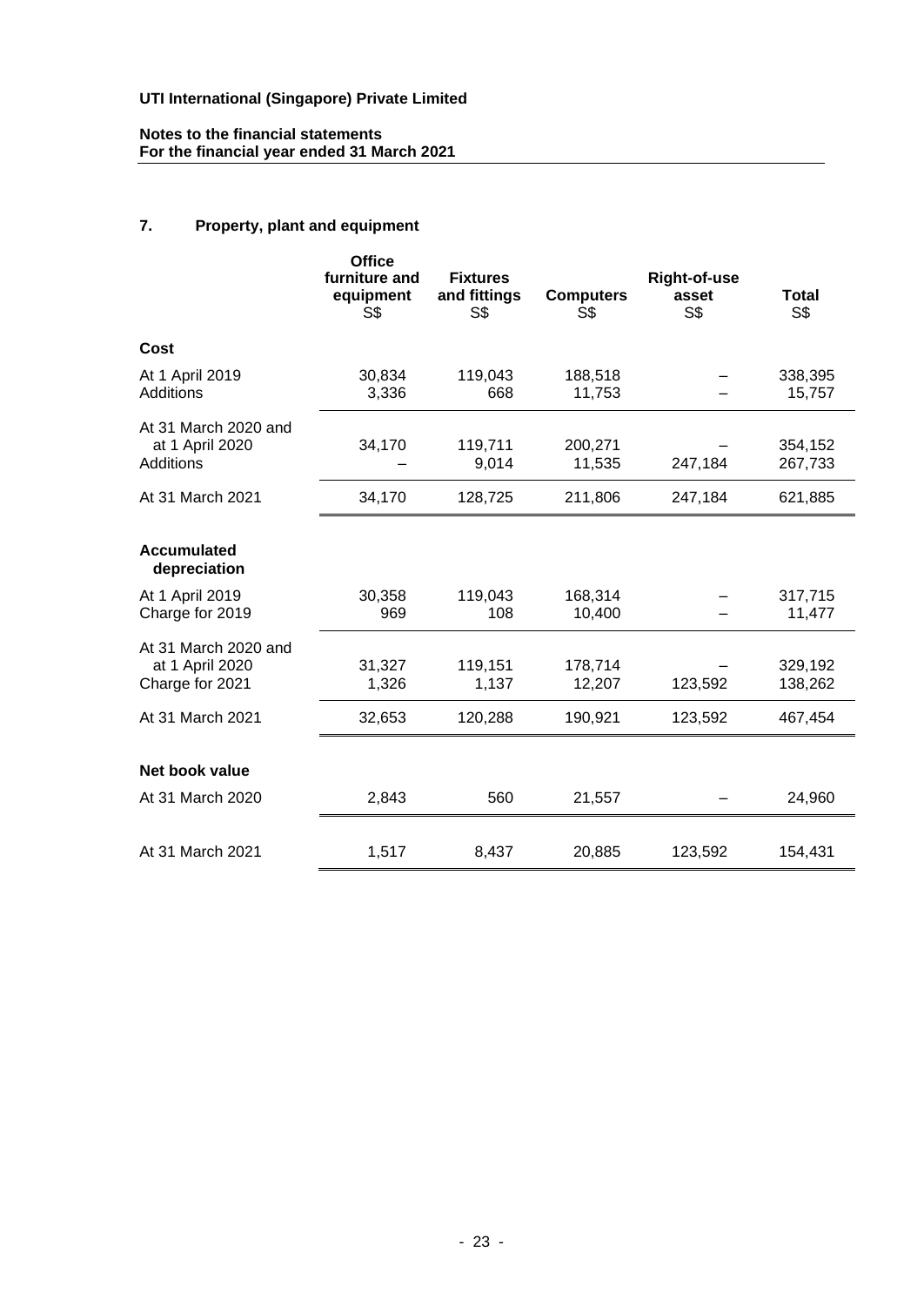**UTI International (Singapore) Private Limited**

**Notes to the financial statements**
**For the financial year ended 31 March 2021**

## 7. Property, plant and equipment

| | Office furniture and equipment S$ | Fixtures and fittings S$ | Computers S$ | Right-of-use asset S$ | Total S$ |
|---|---|---|---|---|---|
| **Cost** | | | | | |
| At 1 April 2019 | 30,834 | 119,043 | 188,518 | – | 338,395 |
| Additions | 3,336 | 668 | 11,753 | – | 15,757 |
| At 31 March 2020 and at 1 April 2020 | 34,170 | 119,711 | 200,271 | – | 354,152 |
| Additions | – | 9,014 | 11,535 | 247,184 | 267,733 |
| At 31 March 2021 | 34,170 | 128,725 | 211,806 | 247,184 | 621,885 |
| **Accumulated depreciation** | | | | | |
| At 1 April 2019 | 30,358 | 119,043 | 168,314 | – | 317,715 |
| Charge for 2019 | 969 | 108 | 10,400 | – | 11,477 |
| At 31 March 2020 and at 1 April 2020 | 31,327 | 119,151 | 178,714 | – | 329,192 |
| Charge for 2021 | 1,326 | 1,137 | 12,207 | 123,592 | 138,262 |
| At 31 March 2021 | 32,653 | 120,288 | 190,921 | 123,592 | 467,454 |
| **Net book value** | | | | | |
| At 31 March 2020 | 2,843 | 560 | 21,557 | – | 24,960 |
| At 31 March 2021 | 1,517 | 8,437 | 20,885 | 123,592 | 154,431 |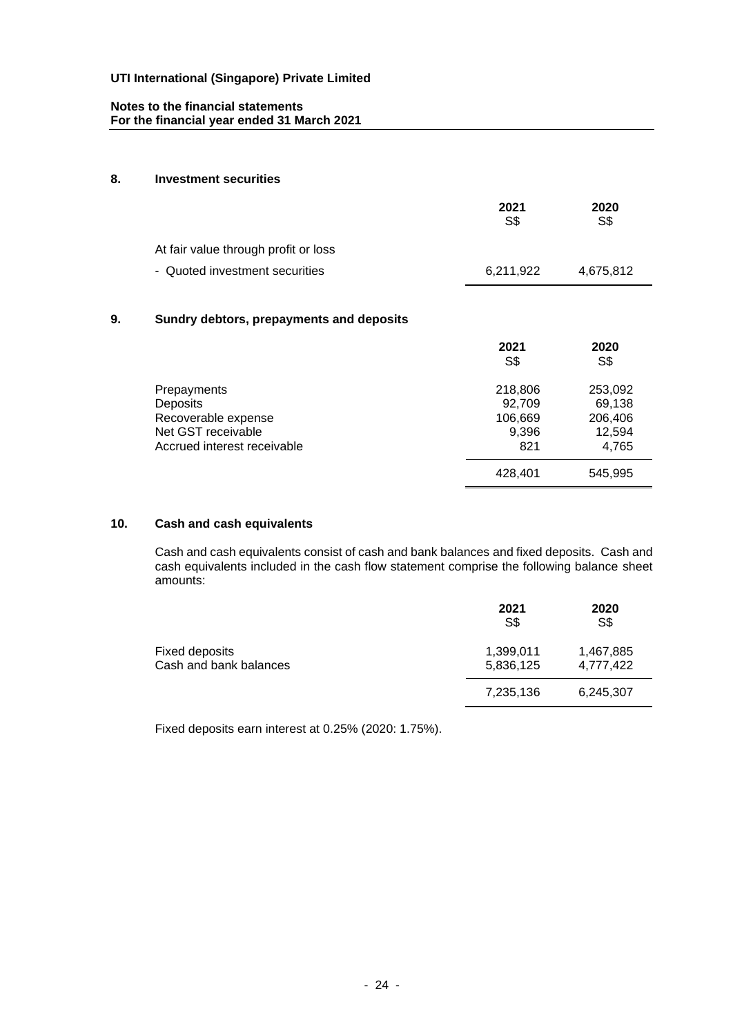**UTI International (Singapore) Private Limited**

**Notes to the financial statements**
**For the financial year ended 31 March 2021**

## 8. Investment securities

| | 2021<br>S$ | 2020<br>S$ |
|---|---|---|
| At fair value through profit or loss | | |
| - Quoted investment securities | 6,211,922 | 4,675,812 |

## 9. Sundry debtors, prepayments and deposits

| | 2021<br>S$ | 2020<br>S$ |
|---|---|---|
| Prepayments | 218,806 | 253,092 |
| Deposits | 92,709 | 69,138 |
| Recoverable expense | 106,669 | 206,406 |
| Net GST receivable | 9,396 | 12,594 |
| Accrued interest receivable | 821 | 4,765 |
| | 428,401 | 545,995 |

## 10. Cash and cash equivalents

Cash and cash equivalents consist of cash and bank balances and fixed deposits. Cash and cash equivalents included in the cash flow statement comprise the following balance sheet amounts:

| | 2021<br>S$ | 2020<br>S$ |
|---|---|---|
| Fixed deposits | 1,399,011 | 1,467,885 |
| Cash and bank balances | 5,836,125 | 4,777,422 |
| | 7,235,136 | 6,245,307 |

Fixed deposits earn interest at 0.25% (2020: 1.75%).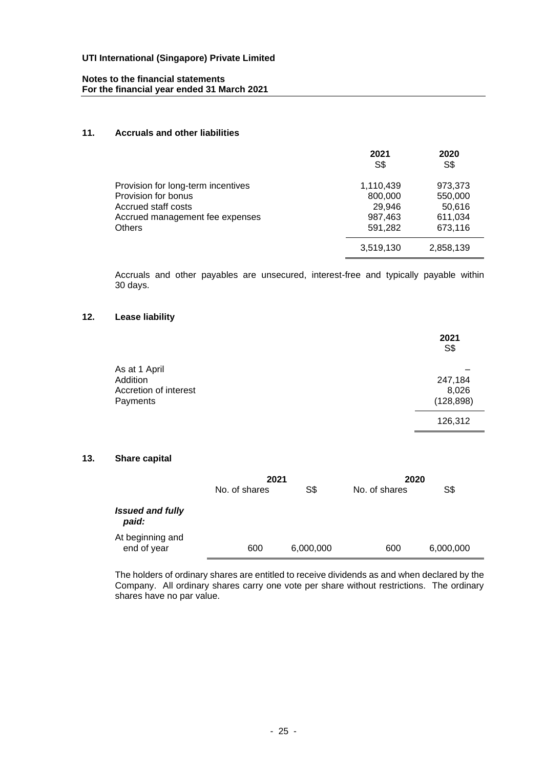UTI International (Singapore) Private Limited

Notes to the financial statements
For the financial year ended 31 March 2021

## 11. Accruals and other liabilities

| | 2021 S$ | 2020 S$ |
|---|---|---|
| Provision for long-term incentives | 1,110,439 | 973,373 |
| Provision for bonus | 800,000 | 550,000 |
| Accrued staff costs | 29,946 | 50,616 |
| Accrued management fee expenses | 987,463 | 611,034 |
| Others | 591,282 | 673,116 |
| | 3,519,130 | 2,858,139 |

Accruals and other payables are unsecured, interest-free and typically payable within 30 days.

## 12. Lease liability

| | 2021 S$ |
|---|---|
| As at 1 April | – |
| Addition | 247,184 |
| Accretion of interest | 8,026 |
| Payments | (128,898) |
| | 126,312 |

## 13. Share capital

| | 2021 | | 2020 | |
|---|---|---|---|---|
| | No. of shares | S$ | No. of shares | S$ |
| ***Issued and fully paid:*** | | | | |
| At beginning and end of year | 600 | 6,000,000 | 600 | 6,000,000 |

The holders of ordinary shares are entitled to receive dividends as and when declared by the Company. All ordinary shares carry one vote per share without restrictions. The ordinary shares have no par value.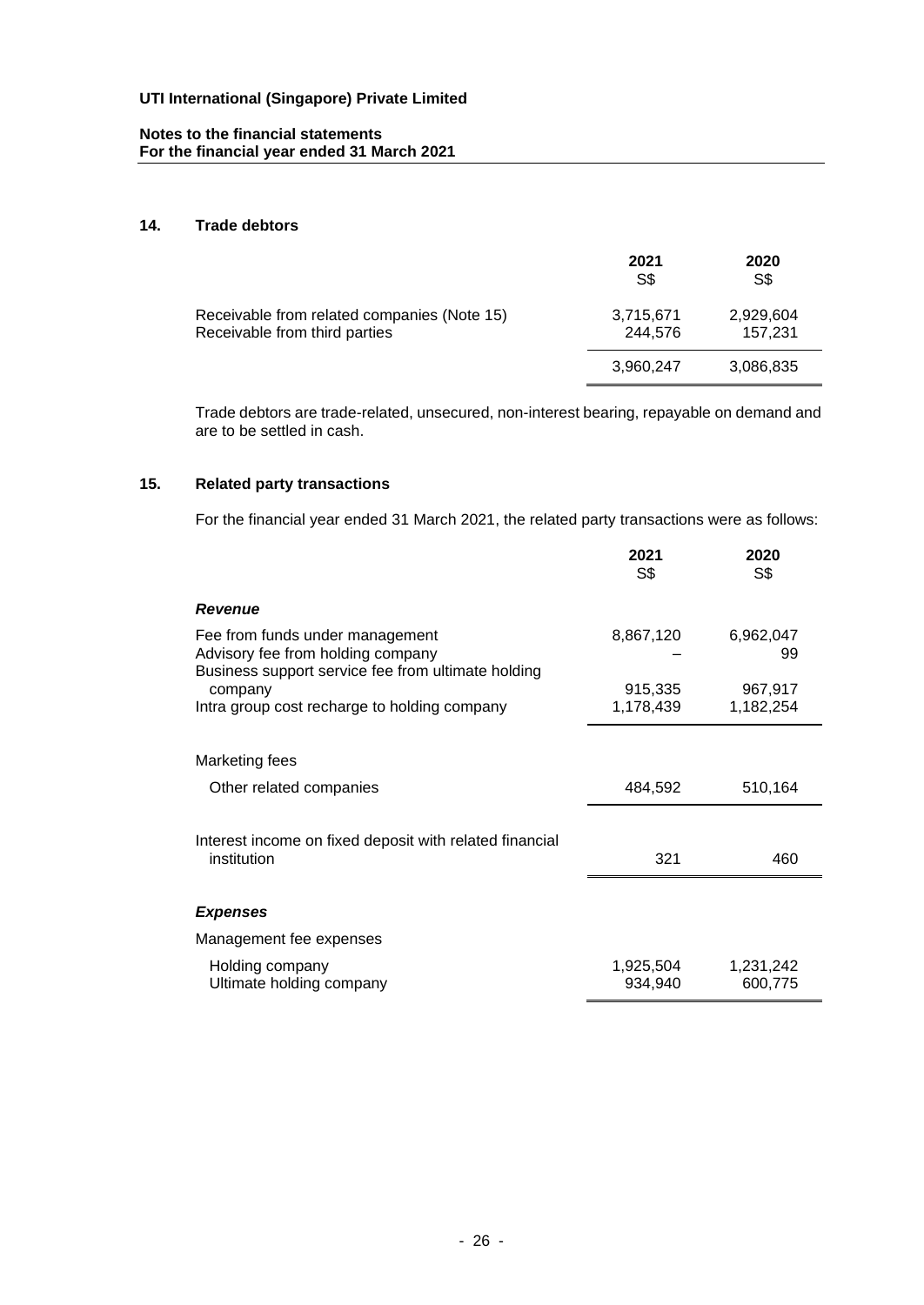## 14. Trade debtors

| | 2021 S$ | 2020 S$ |
|---|---|---|
| Receivable from related companies (Note 15) | 3,715,671 | 2,929,604 |
| Receivable from third parties | 244,576 | 157,231 |
| | 3,960,247 | 3,086,835 |

Trade debtors are trade-related, unsecured, non-interest bearing, repayable on demand and are to be settled in cash.

## 15. Related party transactions

For the financial year ended 31 March 2021, the related party transactions were as follows:

| | 2021 S$ | 2020 S$ |
|---|---|---|
| ***Revenue*** | | |
| Fee from funds under management | 8,867,120 | 6,962,047 |
| Advisory fee from holding company | – | 99 |
| Business support service fee from ultimate holding company | 915,335 | 967,917 |
| Intra group cost recharge to holding company | 1,178,439 | 1,182,254 |
| Marketing fees | | |
| Other related companies | 484,592 | 510,164 |
| Interest income on fixed deposit with related financial institution | 321 | 460 |
| ***Expenses*** | | |
| Management fee expenses | | |
| Holding company | 1,925,504 | 1,231,242 |
| Ultimate holding company | 934,940 | 600,775 |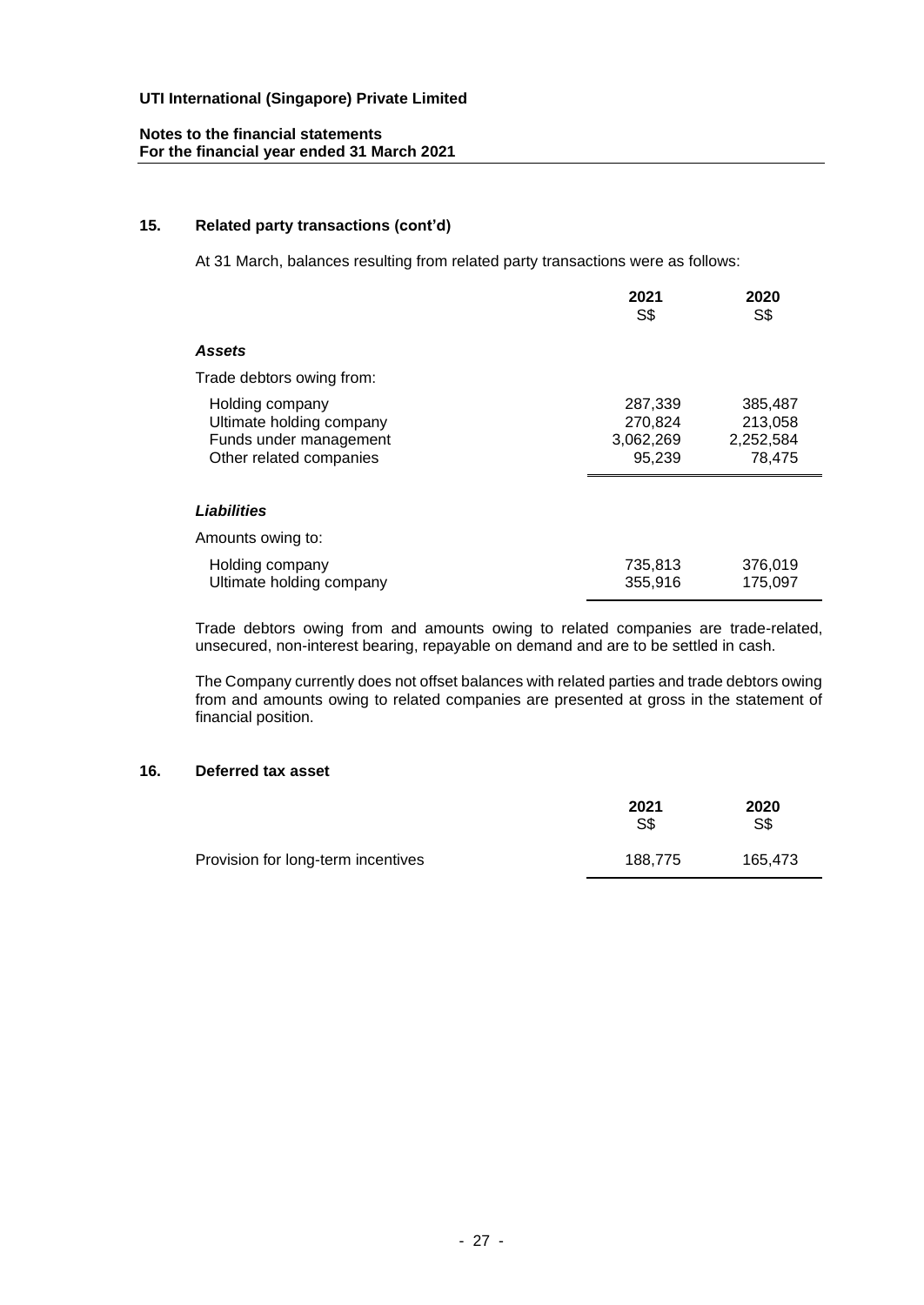**UTI International (Singapore) Private Limited**

**Notes to the financial statements**
**For the financial year ended 31 March 2021**

## 15. Related party transactions (cont'd)

At 31 March, balances resulting from related party transactions were as follows:

| | 2021<br>S$ | 2020<br>S$ |
|---|---|---|
| ***Assets*** | | |
| Trade debtors owing from: | | |
| Holding company | 287,339 | 385,487 |
| Ultimate holding company | 270,824 | 213,058 |
| Funds under management | 3,062,269 | 2,252,584 |
| Other related companies | 95,239 | 78,475 |
| ***Liabilities*** | | |
| Amounts owing to: | | |
| Holding company | 735,813 | 376,019 |
| Ultimate holding company | 355,916 | 175,097 |

Trade debtors owing from and amounts owing to related companies are trade-related, unsecured, non-interest bearing, repayable on demand and are to be settled in cash.

The Company currently does not offset balances with related parties and trade debtors owing from and amounts owing to related companies are presented at gross in the statement of financial position.

## 16. Deferred tax asset

| | 2021<br>S$ | 2020<br>S$ |
|---|---|---|
| Provision for long-term incentives | 188,775 | 165,473 |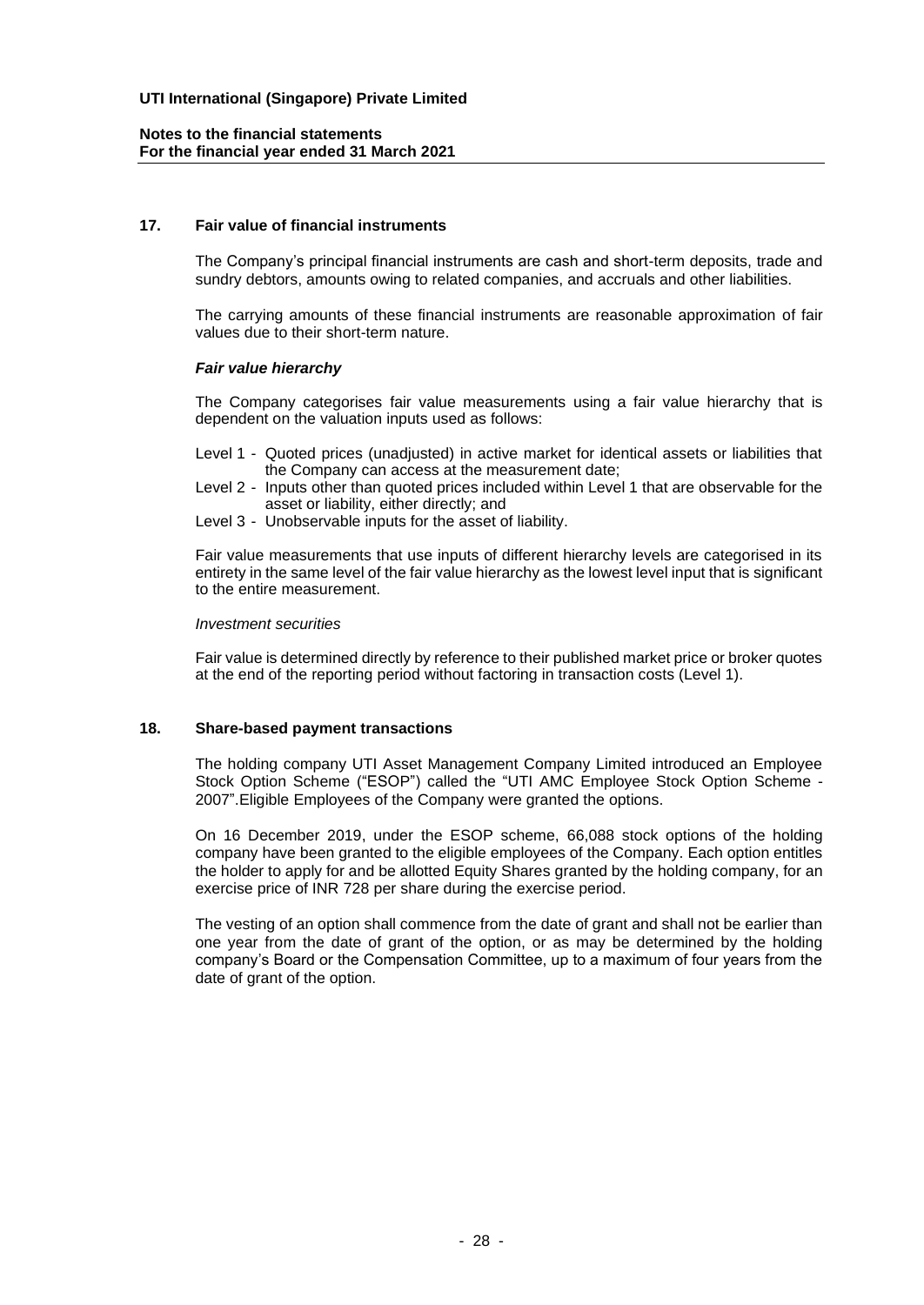**UTI International (Singapore) Private Limited**

**Notes to the financial statements**
**For the financial year ended 31 March 2021**

## 17. Fair value of financial instruments

The Company's principal financial instruments are cash and short-term deposits, trade and sundry debtors, amounts owing to related companies, and accruals and other liabilities.

The carrying amounts of these financial instruments are reasonable approximation of fair values due to their short-term nature.

***Fair value hierarchy***

The Company categorises fair value measurements using a fair value hierarchy that is dependent on the valuation inputs used as follows:

- Level 1 - Quoted prices (unadjusted) in active market for identical assets or liabilities that the Company can access at the measurement date;
- Level 2 - Inputs other than quoted prices included within Level 1 that are observable for the asset or liability, either directly; and
- Level 3 - Unobservable inputs for the asset of liability.

Fair value measurements that use inputs of different hierarchy levels are categorised in its entirety in the same level of the fair value hierarchy as the lowest level input that is significant to the entire measurement.

*Investment securities*

Fair value is determined directly by reference to their published market price or broker quotes at the end of the reporting period without factoring in transaction costs (Level 1).

## 18. Share-based payment transactions

The holding company UTI Asset Management Company Limited introduced an Employee Stock Option Scheme ("ESOP") called the "UTI AMC Employee Stock Option Scheme - 2007".Eligible Employees of the Company were granted the options.

On 16 December 2019, under the ESOP scheme, 66,088 stock options of the holding company have been granted to the eligible employees of the Company. Each option entitles the holder to apply for and be allotted Equity Shares granted by the holding company, for an exercise price of INR 728 per share during the exercise period.

The vesting of an option shall commence from the date of grant and shall not be earlier than one year from the date of grant of the option, or as may be determined by the holding company's Board or the Compensation Committee, up to a maximum of four years from the date of grant of the option.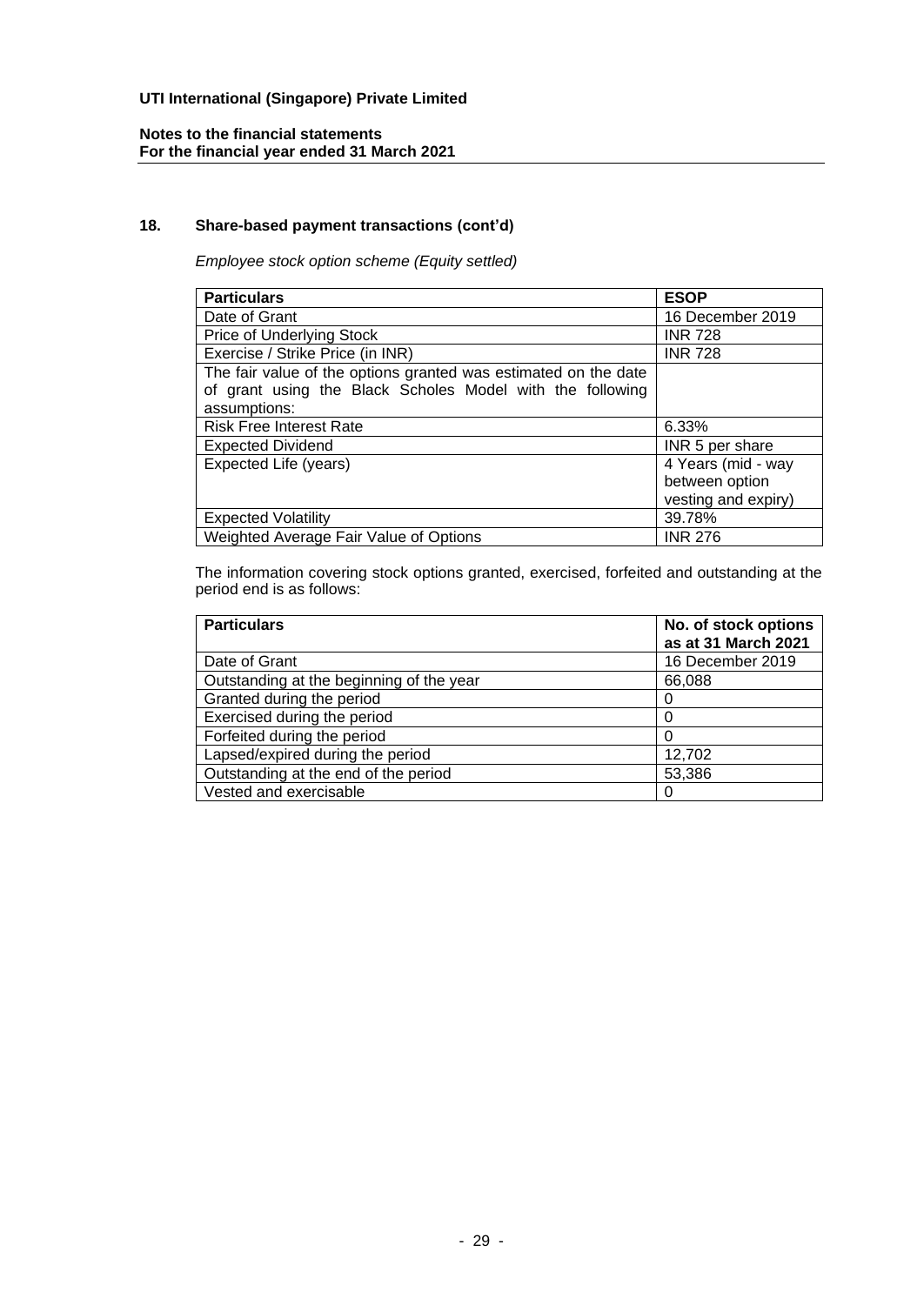**UTI International (Singapore) Private Limited**

**Notes to the financial statements**
**For the financial year ended 31 March 2021**

## 18. Share-based payment transactions (cont'd)

*Employee stock option scheme (Equity settled)*

| Particulars | ESOP |
|---|---|
| Date of Grant | 16 December 2019 |
| Price of Underlying Stock | INR 728 |
| Exercise / Strike Price (in INR) | INR 728 |
| The fair value of the options granted was estimated on the date of grant using the Black Scholes Model with the following assumptions: | |
| Risk Free Interest Rate | 6.33% |
| Expected Dividend | INR 5 per share |
| Expected Life (years) | 4 Years (mid - way between option vesting and expiry) |
| Expected Volatility | 39.78% |
| Weighted Average Fair Value of Options | INR 276 |

The information covering stock options granted, exercised, forfeited and outstanding at the period end is as follows:

| Particulars | No. of stock options as at 31 March 2021 |
|---|---|
| Date of Grant | 16 December 2019 |
| Outstanding at the beginning of the year | 66,088 |
| Granted during the period | 0 |
| Exercised during the period | 0 |
| Forfeited during the period | 0 |
| Lapsed/expired during the period | 12,702 |
| Outstanding at the end of the period | 53,386 |
| Vested and exercisable | 0 |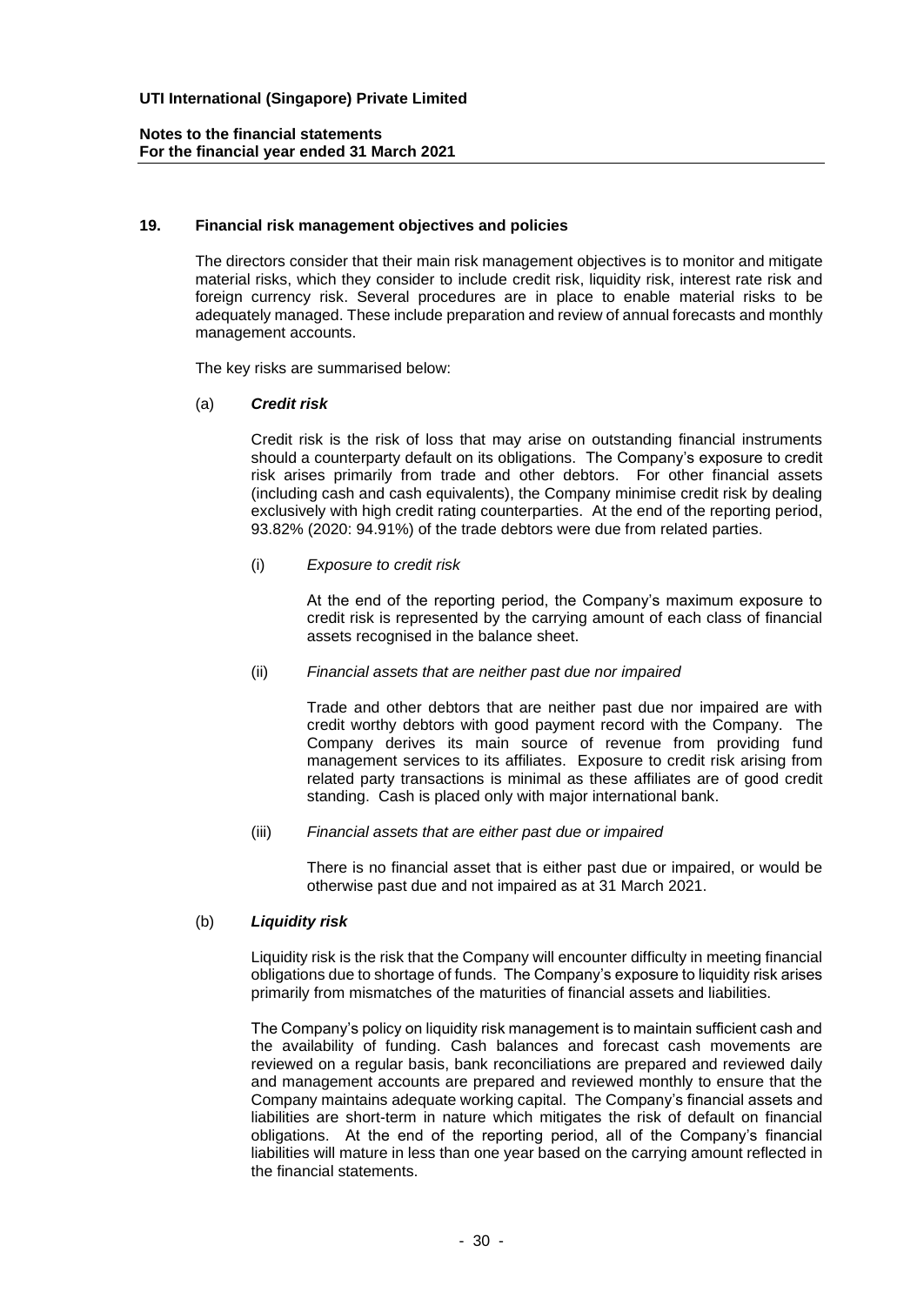## 19. Financial risk management objectives and policies

The directors consider that their main risk management objectives is to monitor and mitigate material risks, which they consider to include credit risk, liquidity risk, interest rate risk and foreign currency risk. Several procedures are in place to enable material risks to be adequately managed. These include preparation and review of annual forecasts and monthly management accounts.

The key risks are summarised below:

### (a) ***Credit risk***

Credit risk is the risk of loss that may arise on outstanding financial instruments should a counterparty default on its obligations. The Company's exposure to credit risk arises primarily from trade and other debtors. For other financial assets (including cash and cash equivalents), the Company minimise credit risk by dealing exclusively with high credit rating counterparties. At the end of the reporting period, 93.82% (2020: 94.91%) of the trade debtors were due from related parties.

(i) *Exposure to credit risk*

At the end of the reporting period, the Company's maximum exposure to credit risk is represented by the carrying amount of each class of financial assets recognised in the balance sheet.

(ii) *Financial assets that are neither past due nor impaired*

Trade and other debtors that are neither past due nor impaired are with credit worthy debtors with good payment record with the Company. The Company derives its main source of revenue from providing fund management services to its affiliates. Exposure to credit risk arising from related party transactions is minimal as these affiliates are of good credit standing. Cash is placed only with major international bank.

(iii) *Financial assets that are either past due or impaired*

There is no financial asset that is either past due or impaired, or would be otherwise past due and not impaired as at 31 March 2021.

### (b) ***Liquidity risk***

Liquidity risk is the risk that the Company will encounter difficulty in meeting financial obligations due to shortage of funds. The Company's exposure to liquidity risk arises primarily from mismatches of the maturities of financial assets and liabilities.

The Company's policy on liquidity risk management is to maintain sufficient cash and the availability of funding. Cash balances and forecast cash movements are reviewed on a regular basis, bank reconciliations are prepared and reviewed daily and management accounts are prepared and reviewed monthly to ensure that the Company maintains adequate working capital. The Company's financial assets and liabilities are short-term in nature which mitigates the risk of default on financial obligations. At the end of the reporting period, all of the Company's financial liabilities will mature in less than one year based on the carrying amount reflected in the financial statements.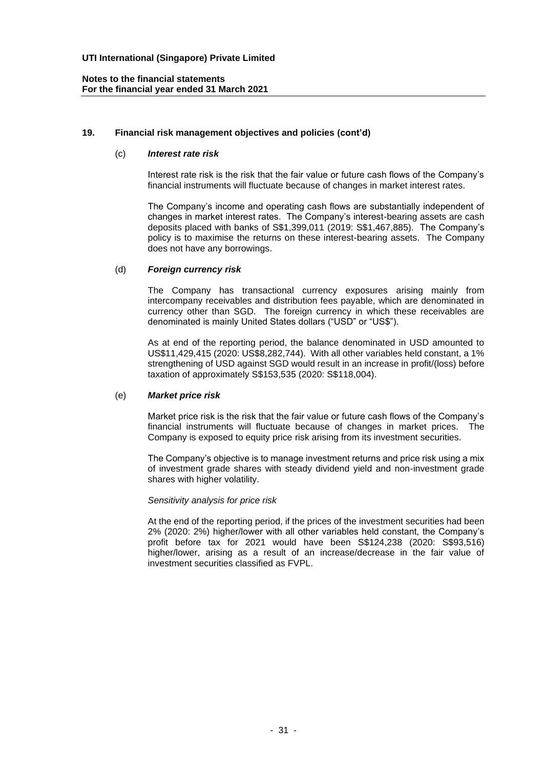**UTI International (Singapore) Private Limited**

**Notes to the financial statements**
**For the financial year ended 31 March 2021**

## 19. Financial risk management objectives and policies (cont'd)

### (c) *Interest rate risk*

Interest rate risk is the risk that the fair value or future cash flows of the Company's financial instruments will fluctuate because of changes in market interest rates.

The Company's income and operating cash flows are substantially independent of changes in market interest rates. The Company's interest-bearing assets are cash deposits placed with banks of S$1,399,011 (2019: S$1,467,885). The Company's policy is to maximise the returns on these interest-bearing assets. The Company does not have any borrowings.

### (d) *Foreign currency risk*

The Company has transactional currency exposures arising mainly from intercompany receivables and distribution fees payable, which are denominated in currency other than SGD. The foreign currency in which these receivables are denominated is mainly United States dollars ("USD" or "US$").

As at end of the reporting period, the balance denominated in USD amounted to US$11,429,415 (2020: US$8,282,744). With all other variables held constant, a 1% strengthening of USD against SGD would result in an increase in profit/(loss) before taxation of approximately S$153,535 (2020: S$118,004).

### (e) *Market price risk*

Market price risk is the risk that the fair value or future cash flows of the Company's financial instruments will fluctuate because of changes in market prices. The Company is exposed to equity price risk arising from its investment securities.

The Company's objective is to manage investment returns and price risk using a mix of investment grade shares with steady dividend yield and non-investment grade shares with higher volatility.

*Sensitivity analysis for price risk*

At the end of the reporting period, if the prices of the investment securities had been 2% (2020: 2%) higher/lower with all other variables held constant, the Company's profit before tax for 2021 would have been S$124,238 (2020: S$93,516) higher/lower, arising as a result of an increase/decrease in the fair value of investment securities classified as FVPL.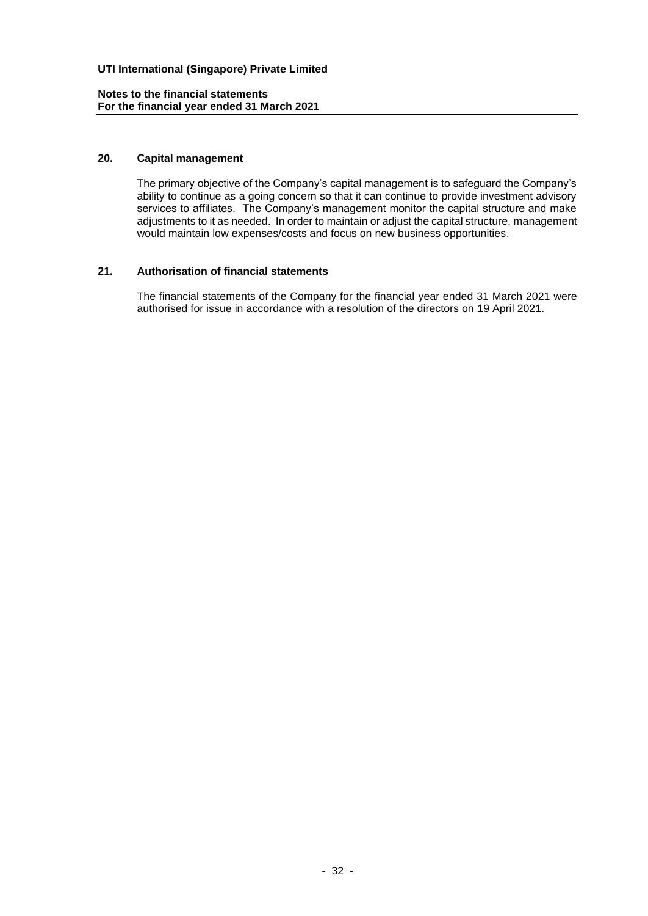## 20. Capital management

The primary objective of the Company's capital management is to safeguard the Company's ability to continue as a going concern so that it can continue to provide investment advisory services to affiliates. The Company's management monitor the capital structure and make adjustments to it as needed. In order to maintain or adjust the capital structure, management would maintain low expenses/costs and focus on new business opportunities.

## 21. Authorisation of financial statements

The financial statements of the Company for the financial year ended 31 March 2021 were authorised for issue in accordance with a resolution of the directors on 19 April 2021.